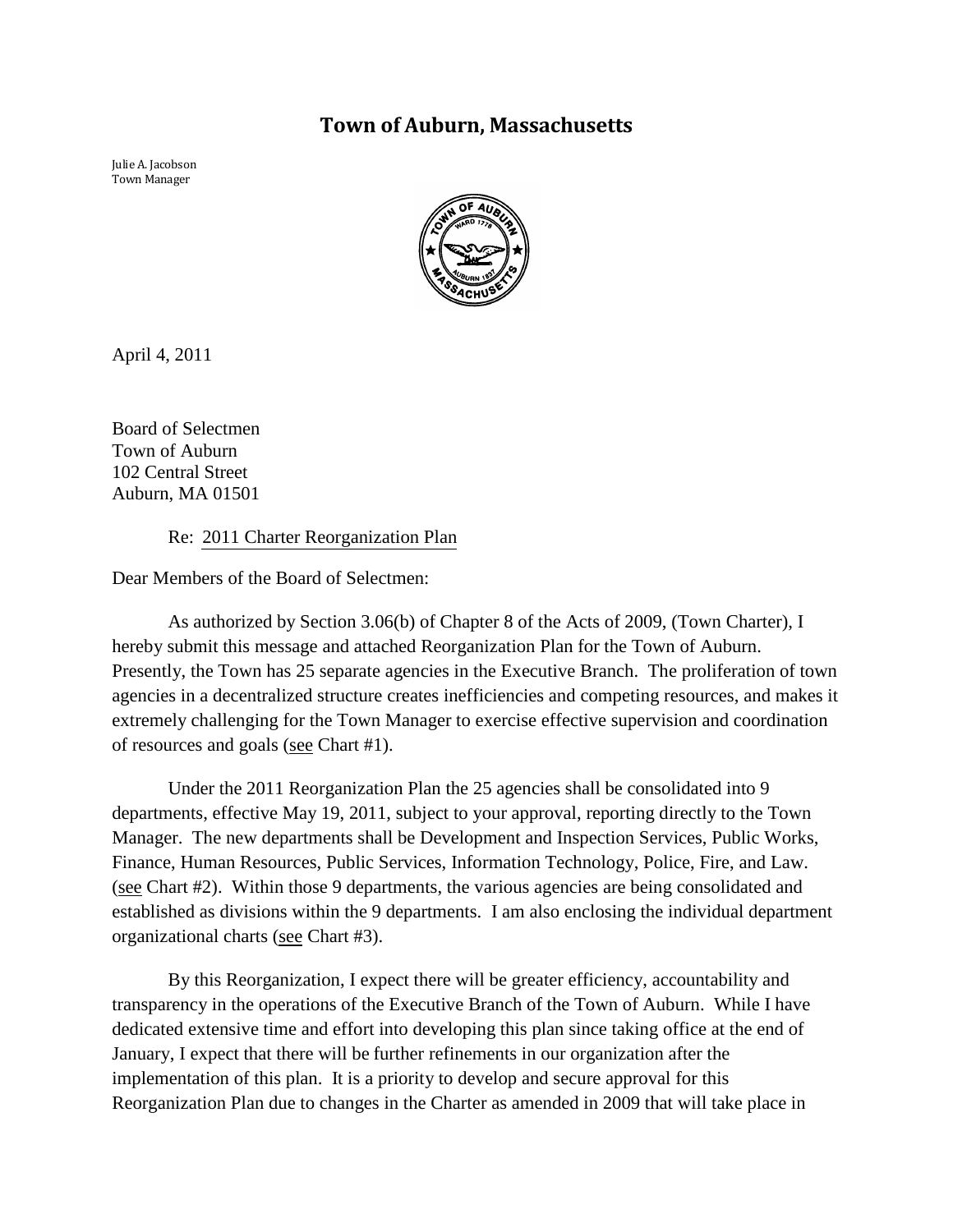# Town of Auburn, Massachusetts

Julie A. Jacobson
Town Manager

April 4, 2011

Board of Selectmen
Town of Auburn
102 Central Street
Auburn, MA 01501

Re: 2011 Charter Reorganization Plan

Dear Members of the Board of Selectmen:

As authorized by Section 3.06(b) of Chapter 8 of the Acts of 2009, (Town Charter), I hereby submit this message and attached Reorganization Plan for the Town of Auburn. Presently, the Town has 25 separate agencies in the Executive Branch. The proliferation of town agencies in a decentralized structure creates inefficiencies and competing resources, and makes it extremely challenging for the Town Manager to exercise effective supervision and coordination of resources and goals (see Chart #1).

Under the 2011 Reorganization Plan the 25 agencies shall be consolidated into 9 departments, effective May 19, 2011, subject to your approval, reporting directly to the Town Manager. The new departments shall be Development and Inspection Services, Public Works, Finance, Human Resources, Public Services, Information Technology, Police, Fire, and Law. (see Chart #2). Within those 9 departments, the various agencies are being consolidated and established as divisions within the 9 departments. I am also enclosing the individual department organizational charts (see Chart #3).

By this Reorganization, I expect there will be greater efficiency, accountability and transparency in the operations of the Executive Branch of the Town of Auburn. While I have dedicated extensive time and effort into developing this plan since taking office at the end of January, I expect that there will be further refinements in our organization after the implementation of this plan. It is a priority to develop and secure approval for this Reorganization Plan due to changes in the Charter as amended in 2009 that will take place in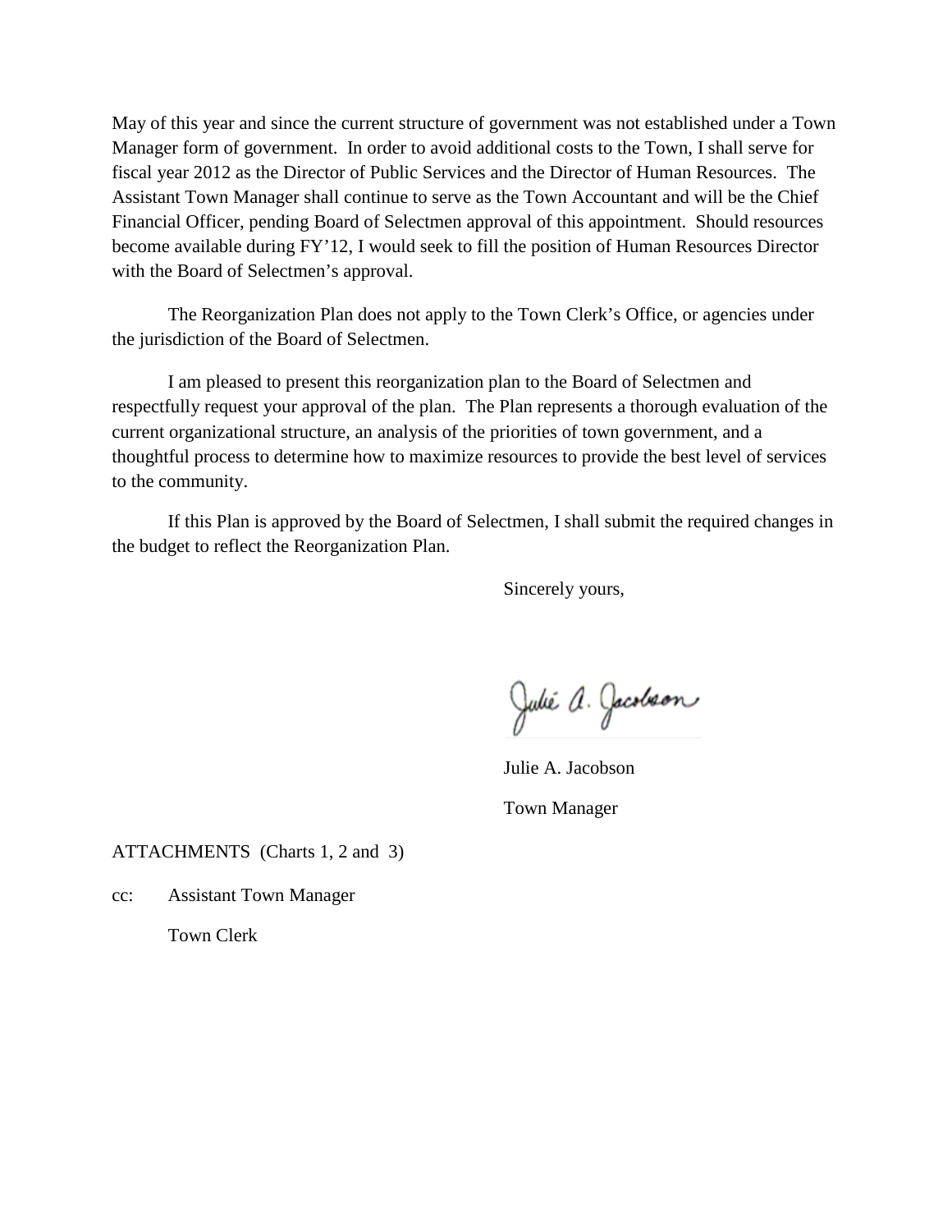May of this year and since the current structure of government was not established under a Town Manager form of government. In order to avoid additional costs to the Town, I shall serve for fiscal year 2012 as the Director of Public Services and the Director of Human Resources. The Assistant Town Manager shall continue to serve as the Town Accountant and will be the Chief Financial Officer, pending Board of Selectmen approval of this appointment. Should resources become available during FY'12, I would seek to fill the position of Human Resources Director with the Board of Selectmen's approval.

The Reorganization Plan does not apply to the Town Clerk's Office, or agencies under the jurisdiction of the Board of Selectmen.

I am pleased to present this reorganization plan to the Board of Selectmen and respectfully request your approval of the plan. The Plan represents a thorough evaluation of the current organizational structure, an analysis of the priorities of town government, and a thoughtful process to determine how to maximize resources to provide the best level of services to the community.

If this Plan is approved by the Board of Selectmen, I shall submit the required changes in the budget to reflect the Reorganization Plan.

Sincerely yours,

Julie A. Jacobson

Julie A. Jacobson

Town Manager

ATTACHMENTS (Charts 1, 2 and 3)

cc: Assistant Town Manager

Town Clerk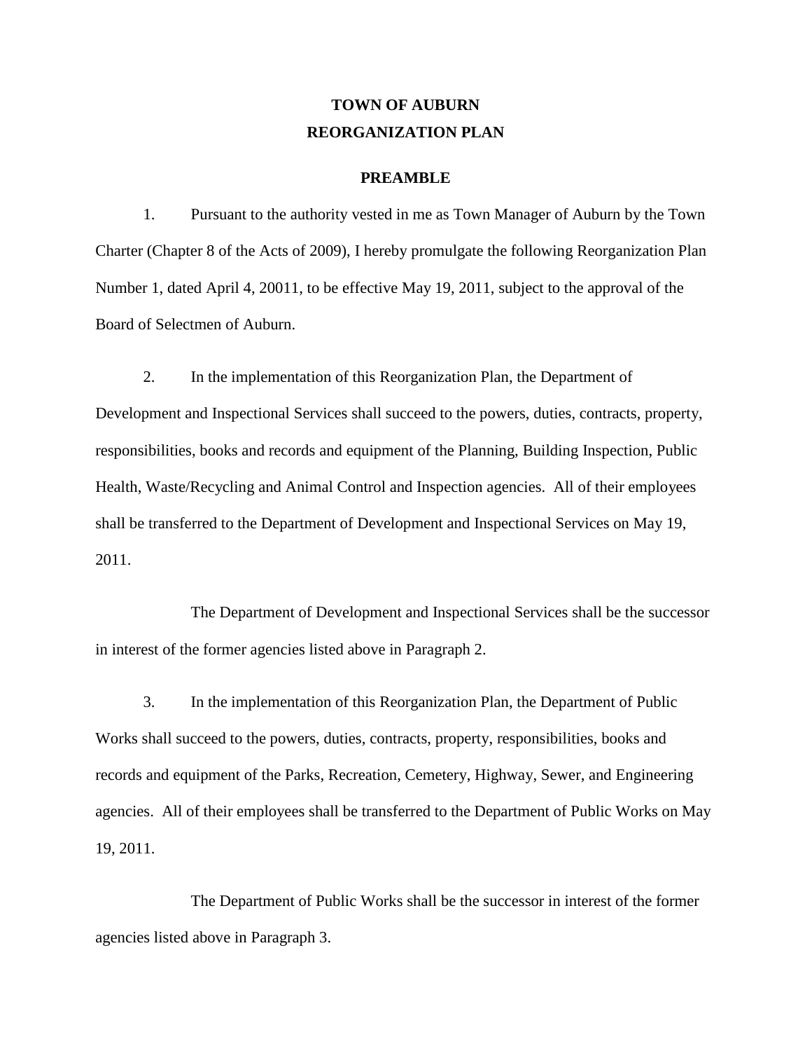# TOWN OF AUBURN
# REORGANIZATION PLAN

## PREAMBLE

1. Pursuant to the authority vested in me as Town Manager of Auburn by the Town Charter (Chapter 8 of the Acts of 2009), I hereby promulgate the following Reorganization Plan Number 1, dated April 4, 20011, to be effective May 19, 2011, subject to the approval of the Board of Selectmen of Auburn.

2. In the implementation of this Reorganization Plan, the Department of Development and Inspectional Services shall succeed to the powers, duties, contracts, property, responsibilities, books and records and equipment of the Planning, Building Inspection, Public Health, Waste/Recycling and Animal Control and Inspection agencies. All of their employees shall be transferred to the Department of Development and Inspectional Services on May 19, 2011.

The Department of Development and Inspectional Services shall be the successor in interest of the former agencies listed above in Paragraph 2.

3. In the implementation of this Reorganization Plan, the Department of Public Works shall succeed to the powers, duties, contracts, property, responsibilities, books and records and equipment of the Parks, Recreation, Cemetery, Highway, Sewer, and Engineering agencies. All of their employees shall be transferred to the Department of Public Works on May 19, 2011.

The Department of Public Works shall be the successor in interest of the former agencies listed above in Paragraph 3.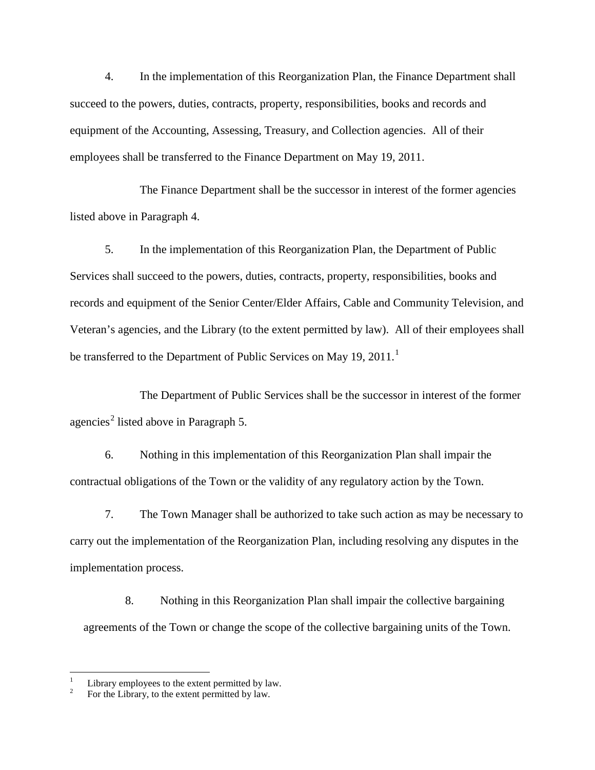4. In the implementation of this Reorganization Plan, the Finance Department shall succeed to the powers, duties, contracts, property, responsibilities, books and records and equipment of the Accounting, Assessing, Treasury, and Collection agencies. All of their employees shall be transferred to the Finance Department on May 19, 2011.

The Finance Department shall be the successor in interest of the former agencies listed above in Paragraph 4.

5. In the implementation of this Reorganization Plan, the Department of Public Services shall succeed to the powers, duties, contracts, property, responsibilities, books and records and equipment of the Senior Center/Elder Affairs, Cable and Community Television, and Veteran's agencies, and the Library (to the extent permitted by law). All of their employees shall be transferred to the Department of Public Services on May 19, 2011.[1]

The Department of Public Services shall be the successor in interest of the former agencies[2] listed above in Paragraph 5.

6. Nothing in this implementation of this Reorganization Plan shall impair the contractual obligations of the Town or the validity of any regulatory action by the Town.

7. The Town Manager shall be authorized to take such action as may be necessary to carry out the implementation of the Reorganization Plan, including resolving any disputes in the implementation process.

8. Nothing in this Reorganization Plan shall impair the collective bargaining agreements of the Town or change the scope of the collective bargaining units of the Town.

---

[1] Library employees to the extent permitted by law.

[2] For the Library, to the extent permitted by law.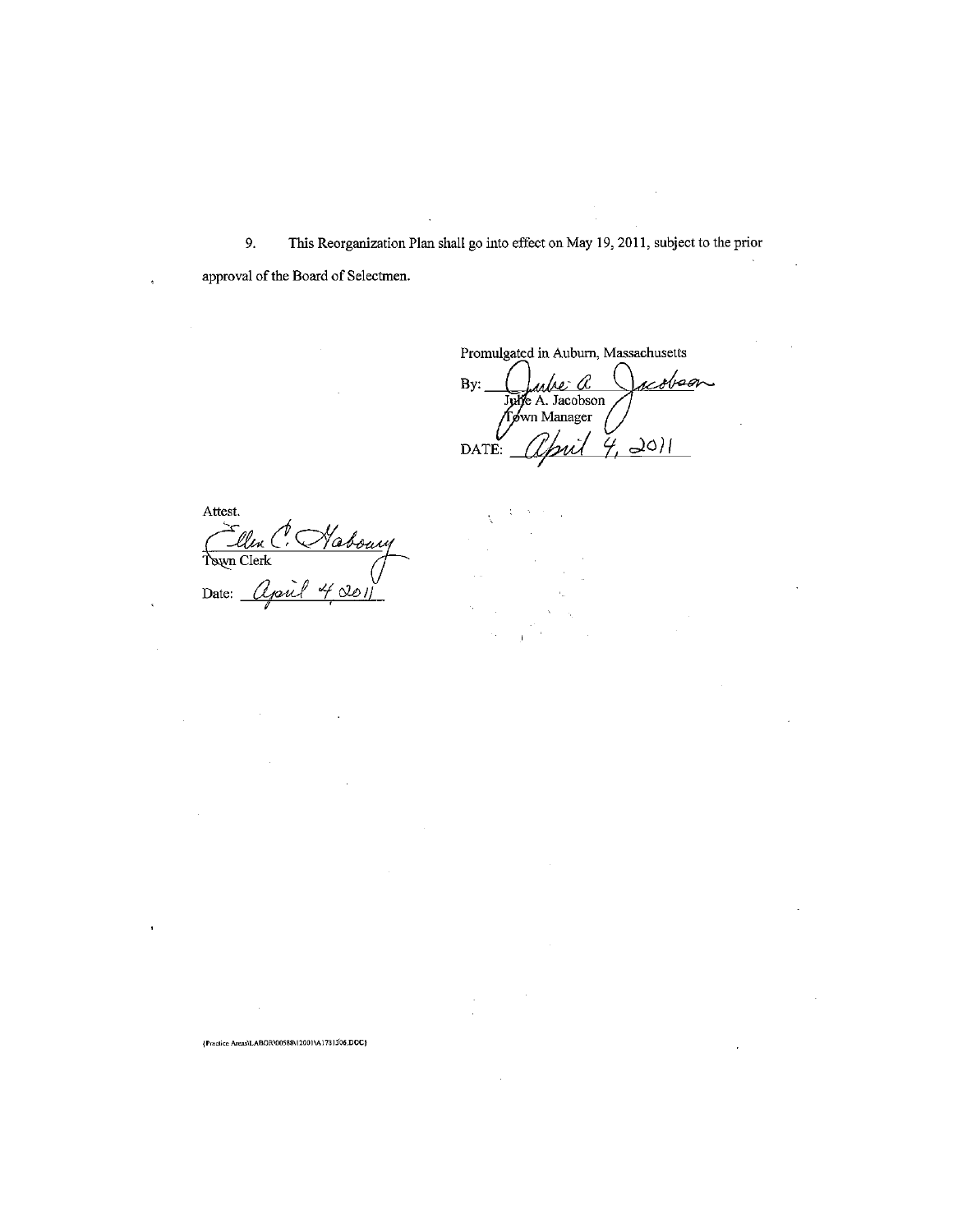9. This Reorganization Plan shall go into effect on May 19, 2011, subject to the prior approval of the Board of Selectmen.

Promulgated in Auburn, Massachusetts

By: Julie A. Jacobson
Julie A. Jacobson
Town Manager

DATE: April 4, 2011

Attest.

Ellen C. Haboury
Town Clerk

Date: April 4, 2011

{Practice Areas\LABOR\00588\12001\A1781506.DOC}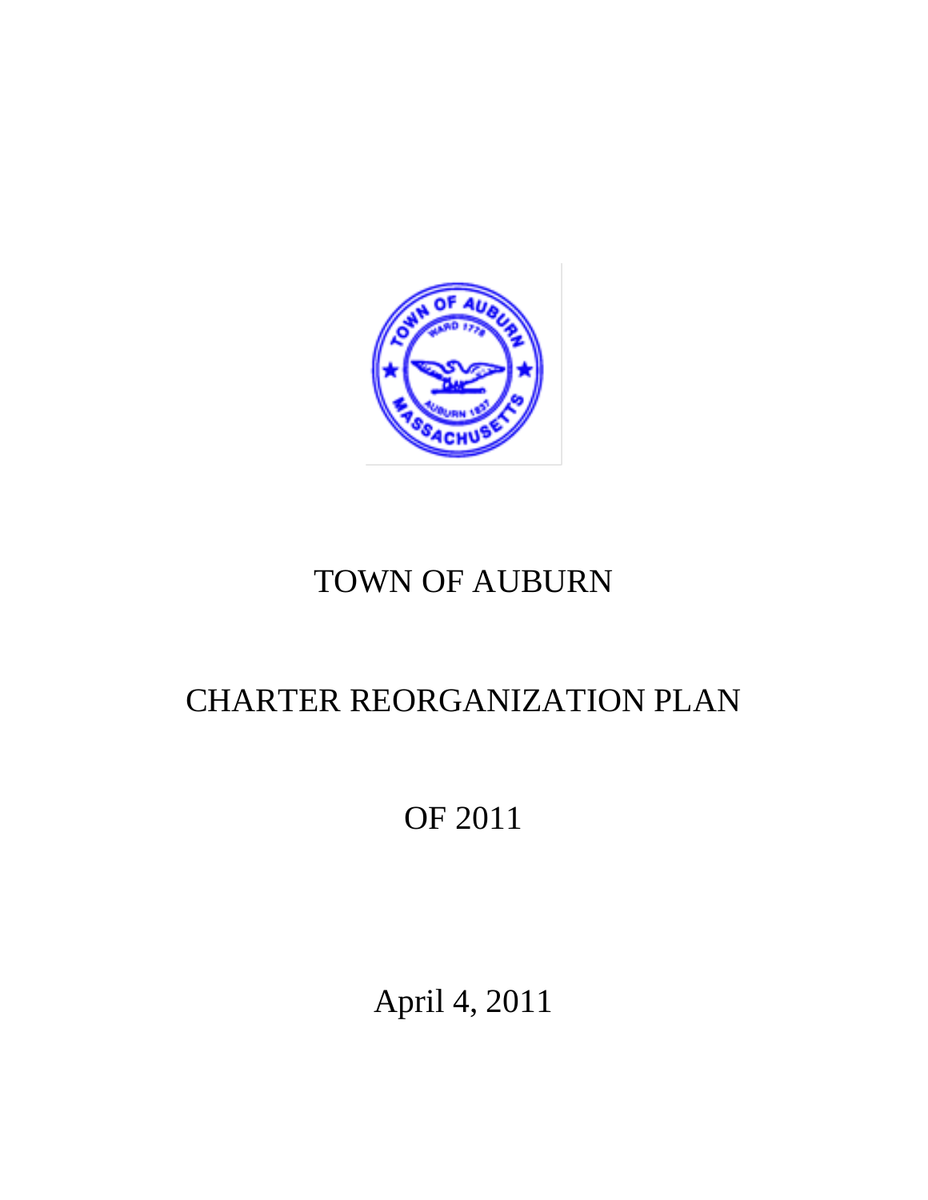# TOWN OF AUBURN

# CHARTER REORGANIZATION PLAN

# OF 2011

April 4, 2011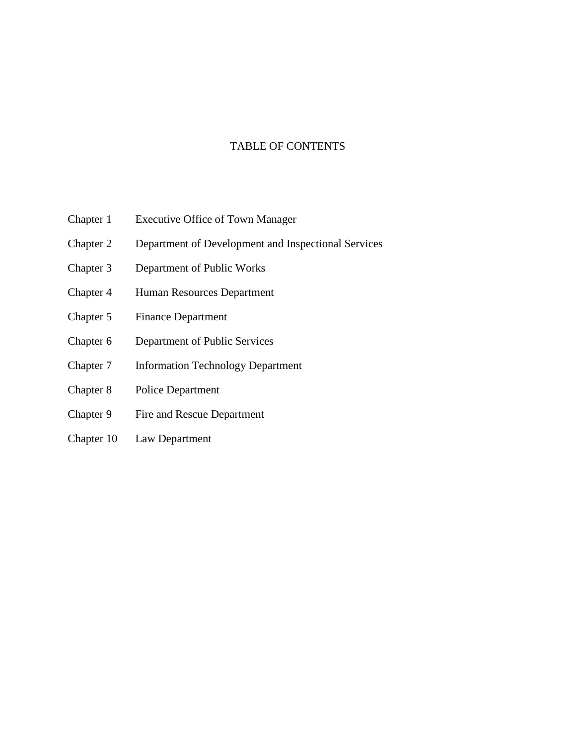# TABLE OF CONTENTS

| | |
|---|---|
| Chapter 1 | Executive Office of Town Manager |
| Chapter 2 | Department of Development and Inspectional Services |
| Chapter 3 | Department of Public Works |
| Chapter 4 | Human Resources Department |
| Chapter 5 | Finance Department |
| Chapter 6 | Department of Public Services |
| Chapter 7 | Information Technology Department |
| Chapter 8 | Police Department |
| Chapter 9 | Fire and Rescue Department |
| Chapter 10 | Law Department |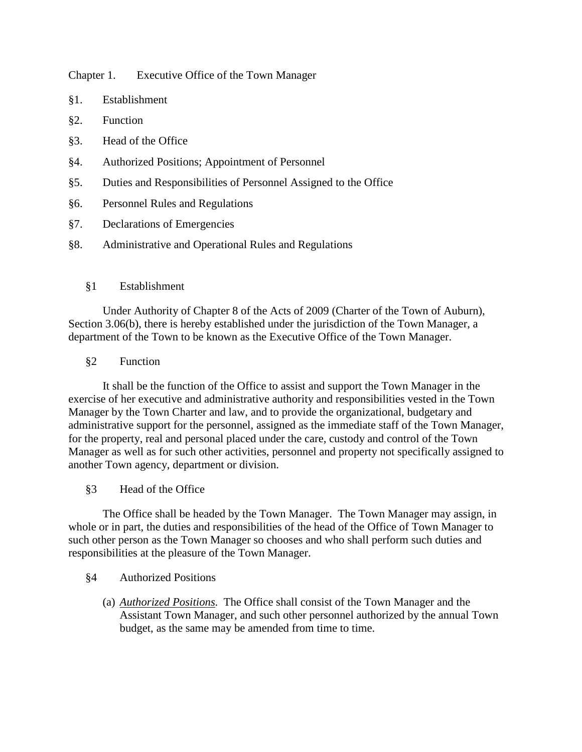## Chapter 1. Executive Office of the Town Manager

§1. Establishment

§2. Function

§3. Head of the Office

§4. Authorized Positions; Appointment of Personnel

§5. Duties and Responsibilities of Personnel Assigned to the Office

§6. Personnel Rules and Regulations

§7. Declarations of Emergencies

§8. Administrative and Operational Rules and Regulations

### §1 Establishment

Under Authority of Chapter 8 of the Acts of 2009 (Charter of the Town of Auburn), Section 3.06(b), there is hereby established under the jurisdiction of the Town Manager, a department of the Town to be known as the Executive Office of the Town Manager.

### §2 Function

It shall be the function of the Office to assist and support the Town Manager in the exercise of her executive and administrative authority and responsibilities vested in the Town Manager by the Town Charter and law, and to provide the organizational, budgetary and administrative support for the personnel, assigned as the immediate staff of the Town Manager, for the property, real and personal placed under the care, custody and control of the Town Manager as well as for such other activities, personnel and property not specifically assigned to another Town agency, department or division.

### §3 Head of the Office

The Office shall be headed by the Town Manager. The Town Manager may assign, in whole or in part, the duties and responsibilities of the head of the Office of Town Manager to such other person as the Town Manager so chooses and who shall perform such duties and responsibilities at the pleasure of the Town Manager.

### §4 Authorized Positions

(a) ***Authorized Positions.*** The Office shall consist of the Town Manager and the Assistant Town Manager, and such other personnel authorized by the annual Town budget, as the same may be amended from time to time.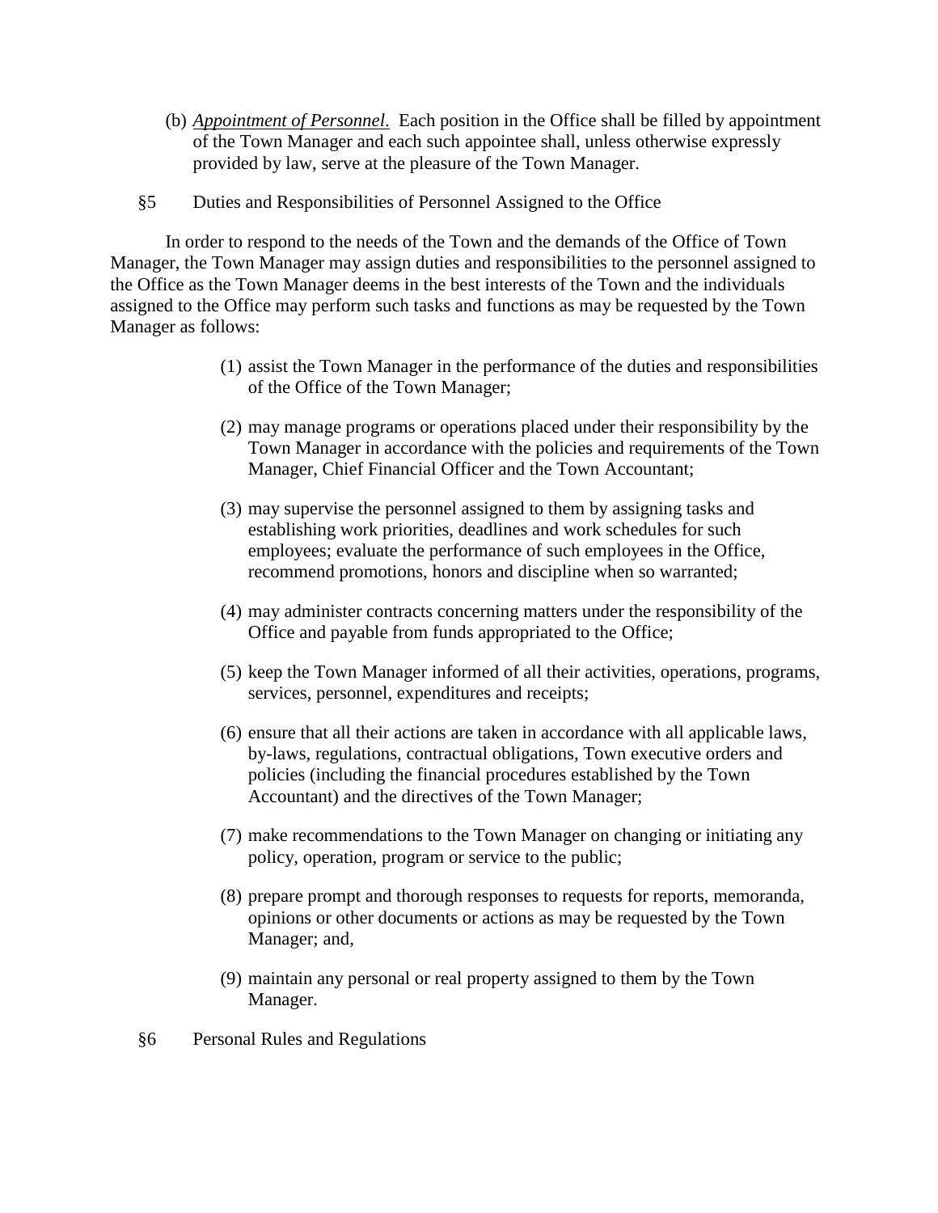(b) *Appointment of Personnel*. Each position in the Office shall be filled by appointment of the Town Manager and each such appointee shall, unless otherwise expressly provided by law, serve at the pleasure of the Town Manager.

§5 Duties and Responsibilities of Personnel Assigned to the Office

In order to respond to the needs of the Town and the demands of the Office of Town Manager, the Town Manager may assign duties and responsibilities to the personnel assigned to the Office as the Town Manager deems in the best interests of the Town and the individuals assigned to the Office may perform such tasks and functions as may be requested by the Town Manager as follows:

(1) assist the Town Manager in the performance of the duties and responsibilities of the Office of the Town Manager;

(2) may manage programs or operations placed under their responsibility by the Town Manager in accordance with the policies and requirements of the Town Manager, Chief Financial Officer and the Town Accountant;

(3) may supervise the personnel assigned to them by assigning tasks and establishing work priorities, deadlines and work schedules for such employees; evaluate the performance of such employees in the Office, recommend promotions, honors and discipline when so warranted;

(4) may administer contracts concerning matters under the responsibility of the Office and payable from funds appropriated to the Office;

(5) keep the Town Manager informed of all their activities, operations, programs, services, personnel, expenditures and receipts;

(6) ensure that all their actions are taken in accordance with all applicable laws, by-laws, regulations, contractual obligations, Town executive orders and policies (including the financial procedures established by the Town Accountant) and the directives of the Town Manager;

(7) make recommendations to the Town Manager on changing or initiating any policy, operation, program or service to the public;

(8) prepare prompt and thorough responses to requests for reports, memoranda, opinions or other documents or actions as may be requested by the Town Manager; and,

(9) maintain any personal or real property assigned to them by the Town Manager.

§6 Personal Rules and Regulations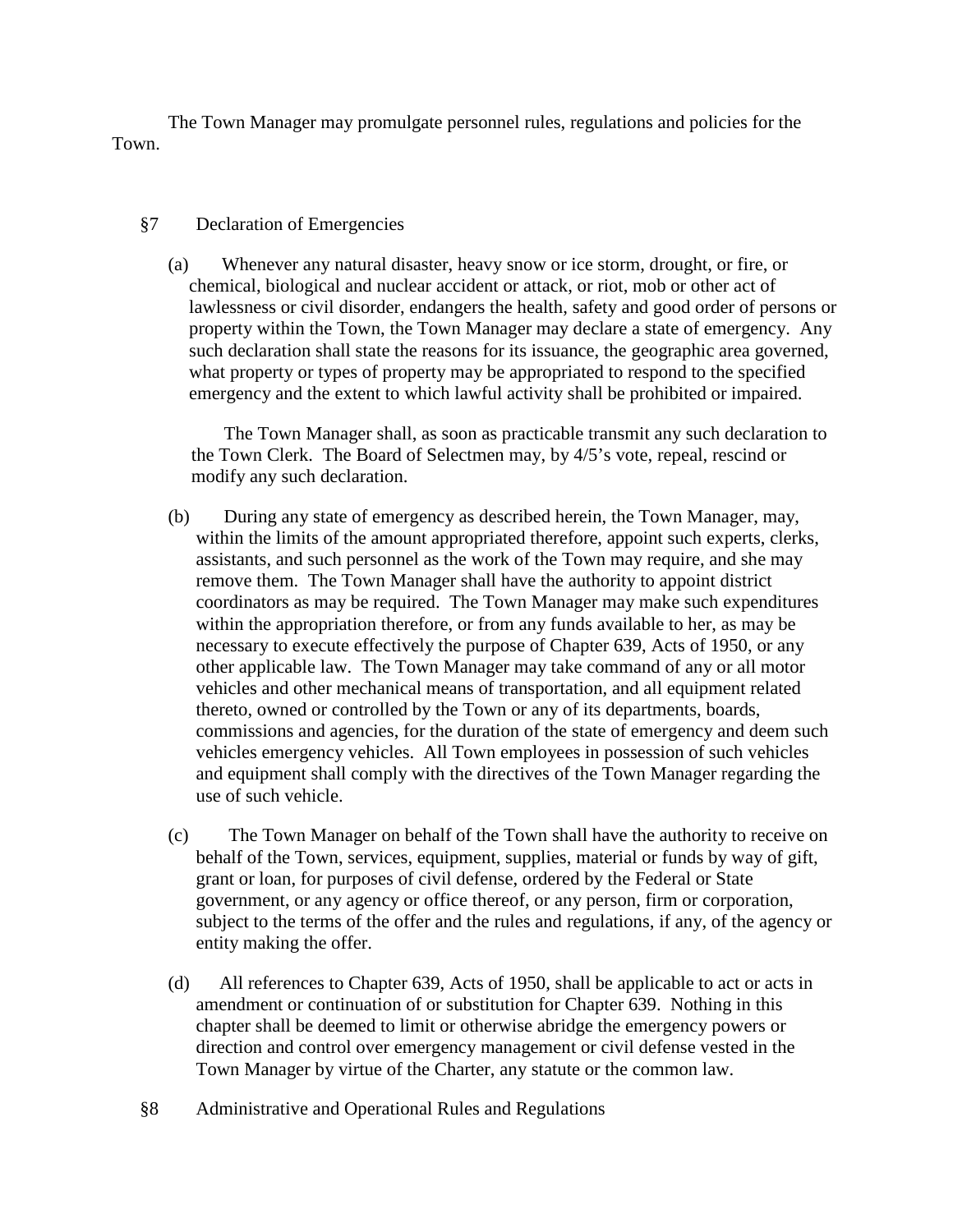The Town Manager may promulgate personnel rules, regulations and policies for the Town.

## §7 Declaration of Emergencies

(a) Whenever any natural disaster, heavy snow or ice storm, drought, or fire, or chemical, biological and nuclear accident or attack, or riot, mob or other act of lawlessness or civil disorder, endangers the health, safety and good order of persons or property within the Town, the Town Manager may declare a state of emergency. Any such declaration shall state the reasons for its issuance, the geographic area governed, what property or types of property may be appropriated to respond to the specified emergency and the extent to which lawful activity shall be prohibited or impaired.

The Town Manager shall, as soon as practicable transmit any such declaration to the Town Clerk. The Board of Selectmen may, by 4/5's vote, repeal, rescind or modify any such declaration.

(b) During any state of emergency as described herein, the Town Manager, may, within the limits of the amount appropriated therefore, appoint such experts, clerks, assistants, and such personnel as the work of the Town may require, and she may remove them. The Town Manager shall have the authority to appoint district coordinators as may be required. The Town Manager may make such expenditures within the appropriation therefore, or from any funds available to her, as may be necessary to execute effectively the purpose of Chapter 639, Acts of 1950, or any other applicable law. The Town Manager may take command of any or all motor vehicles and other mechanical means of transportation, and all equipment related thereto, owned or controlled by the Town or any of its departments, boards, commissions and agencies, for the duration of the state of emergency and deem such vehicles emergency vehicles. All Town employees in possession of such vehicles and equipment shall comply with the directives of the Town Manager regarding the use of such vehicle.

(c) The Town Manager on behalf of the Town shall have the authority to receive on behalf of the Town, services, equipment, supplies, material or funds by way of gift, grant or loan, for purposes of civil defense, ordered by the Federal or State government, or any agency or office thereof, or any person, firm or corporation, subject to the terms of the offer and the rules and regulations, if any, of the agency or entity making the offer.

(d) All references to Chapter 639, Acts of 1950, shall be applicable to act or acts in amendment or continuation of or substitution for Chapter 639. Nothing in this chapter shall be deemed to limit or otherwise abridge the emergency powers or direction and control over emergency management or civil defense vested in the Town Manager by virtue of the Charter, any statute or the common law.

## §8 Administrative and Operational Rules and Regulations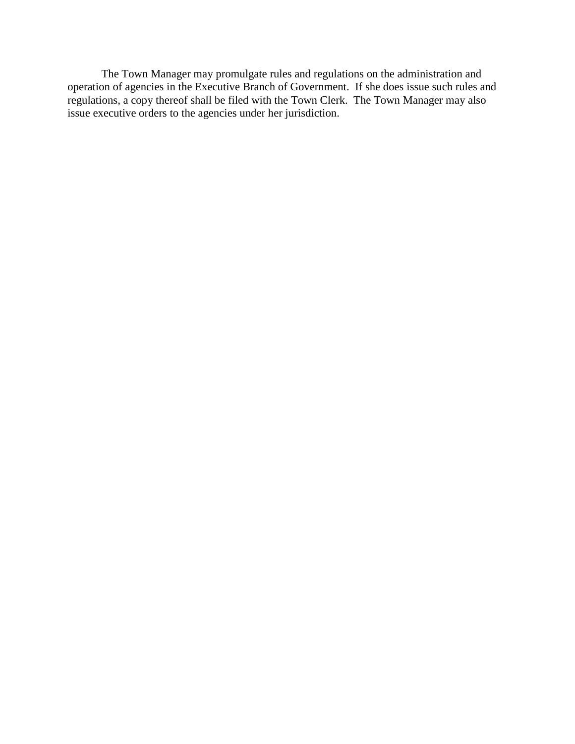The Town Manager may promulgate rules and regulations on the administration and operation of agencies in the Executive Branch of Government. If she does issue such rules and regulations, a copy thereof shall be filed with the Town Clerk. The Town Manager may also issue executive orders to the agencies under her jurisdiction.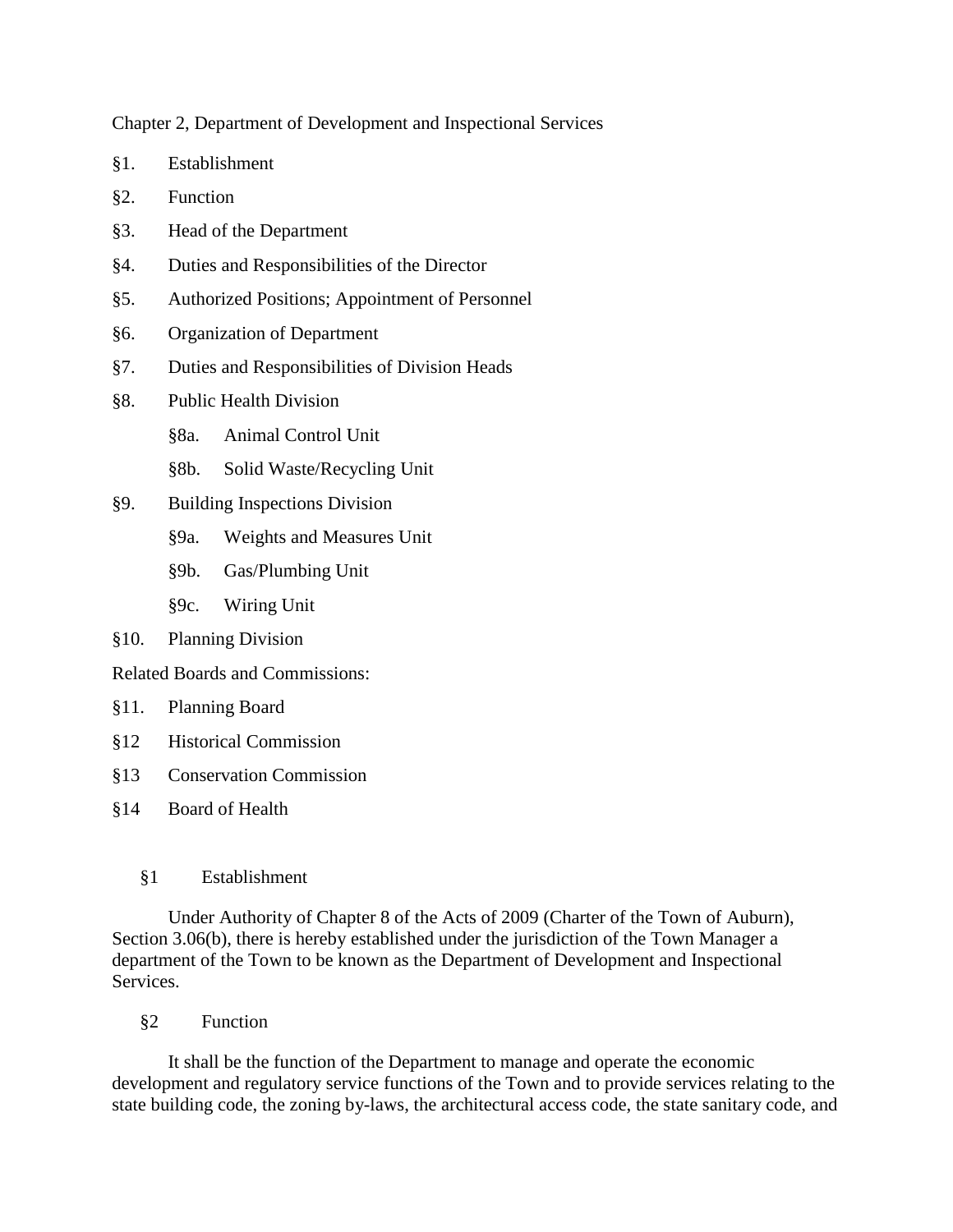Chapter 2, Department of Development and Inspectional Services

§1. Establishment

§2. Function

§3. Head of the Department

§4. Duties and Responsibilities of the Director

§5. Authorized Positions; Appointment of Personnel

§6. Organization of Department

§7. Duties and Responsibilities of Division Heads

§8. Public Health Division

- §8a. Animal Control Unit
- §8b. Solid Waste/Recycling Unit

§9. Building Inspections Division

- §9a. Weights and Measures Unit
- §9b. Gas/Plumbing Unit
- §9c. Wiring Unit

§10. Planning Division

Related Boards and Commissions:

§11. Planning Board

§12 Historical Commission

§13 Conservation Commission

§14 Board of Health

## §1 Establishment

Under Authority of Chapter 8 of the Acts of 2009 (Charter of the Town of Auburn), Section 3.06(b), there is hereby established under the jurisdiction of the Town Manager a department of the Town to be known as the Department of Development and Inspectional Services.

## §2 Function

It shall be the function of the Department to manage and operate the economic development and regulatory service functions of the Town and to provide services relating to the state building code, the zoning by-laws, the architectural access code, the state sanitary code, and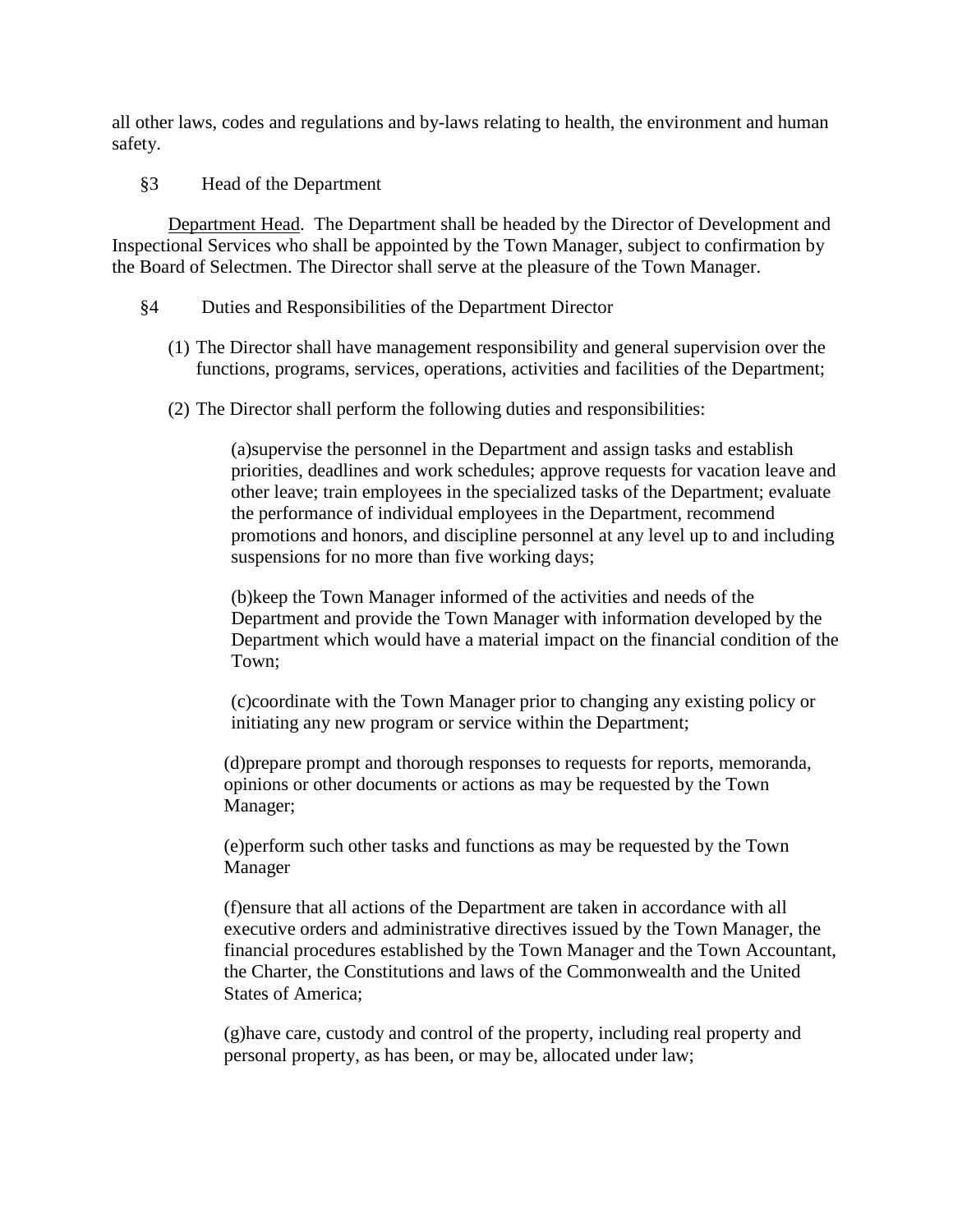all other laws, codes and regulations and by-laws relating to health, the environment and human safety.

§3 Head of the Department

Department Head. The Department shall be headed by the Director of Development and Inspectional Services who shall be appointed by the Town Manager, subject to confirmation by the Board of Selectmen. The Director shall serve at the pleasure of the Town Manager.

§4 Duties and Responsibilities of the Department Director

(1) The Director shall have management responsibility and general supervision over the functions, programs, services, operations, activities and facilities of the Department;

(2) The Director shall perform the following duties and responsibilities:

(a)supervise the personnel in the Department and assign tasks and establish priorities, deadlines and work schedules; approve requests for vacation leave and other leave; train employees in the specialized tasks of the Department; evaluate the performance of individual employees in the Department, recommend promotions and honors, and discipline personnel at any level up to and including suspensions for no more than five working days;

(b)keep the Town Manager informed of the activities and needs of the Department and provide the Town Manager with information developed by the Department which would have a material impact on the financial condition of the Town;

(c)coordinate with the Town Manager prior to changing any existing policy or initiating any new program or service within the Department;

(d)prepare prompt and thorough responses to requests for reports, memoranda, opinions or other documents or actions as may be requested by the Town Manager;

(e)perform such other tasks and functions as may be requested by the Town Manager

(f)ensure that all actions of the Department are taken in accordance with all executive orders and administrative directives issued by the Town Manager, the financial procedures established by the Town Manager and the Town Accountant, the Charter, the Constitutions and laws of the Commonwealth and the United States of America;

(g)have care, custody and control of the property, including real property and personal property, as has been, or may be, allocated under law;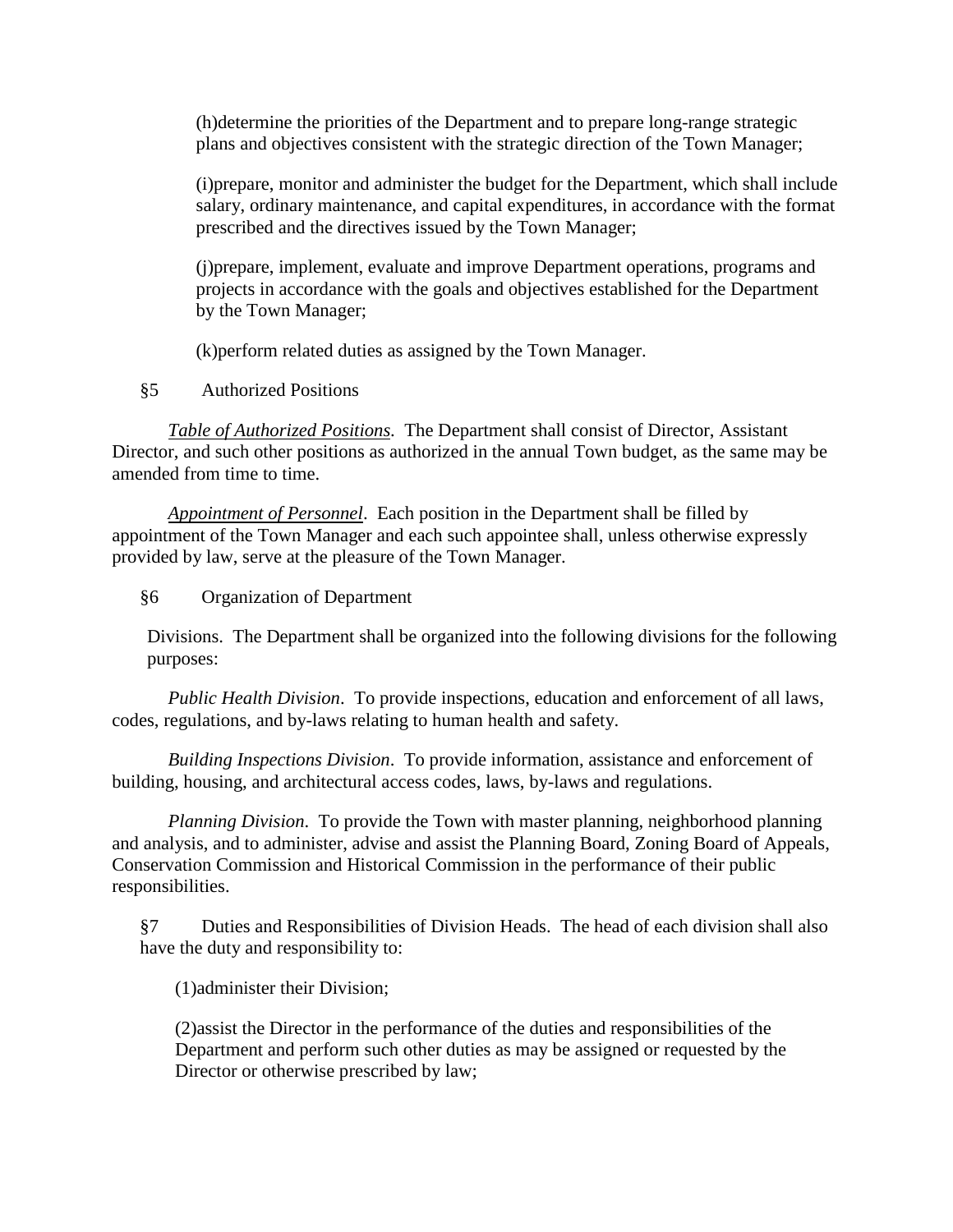(h)determine the priorities of the Department and to prepare long-range strategic plans and objectives consistent with the strategic direction of the Town Manager;

(i)prepare, monitor and administer the budget for the Department, which shall include salary, ordinary maintenance, and capital expenditures, in accordance with the format prescribed and the directives issued by the Town Manager;

(j)prepare, implement, evaluate and improve Department operations, programs and projects in accordance with the goals and objectives established for the Department by the Town Manager;

(k)perform related duties as assigned by the Town Manager.

§5 Authorized Positions

*Table of Authorized Positions*. The Department shall consist of Director, Assistant Director, and such other positions as authorized in the annual Town budget, as the same may be amended from time to time.

*Appointment of Personnel*. Each position in the Department shall be filled by appointment of the Town Manager and each such appointee shall, unless otherwise expressly provided by law, serve at the pleasure of the Town Manager.

§6 Organization of Department

Divisions. The Department shall be organized into the following divisions for the following purposes:

*Public Health Division*. To provide inspections, education and enforcement of all laws, codes, regulations, and by-laws relating to human health and safety.

*Building Inspections Division*. To provide information, assistance and enforcement of building, housing, and architectural access codes, laws, by-laws and regulations.

*Planning Division*. To provide the Town with master planning, neighborhood planning and analysis, and to administer, advise and assist the Planning Board, Zoning Board of Appeals, Conservation Commission and Historical Commission in the performance of their public responsibilities.

§7 Duties and Responsibilities of Division Heads. The head of each division shall also have the duty and responsibility to:

(1)administer their Division;

(2)assist the Director in the performance of the duties and responsibilities of the Department and perform such other duties as may be assigned or requested by the Director or otherwise prescribed by law;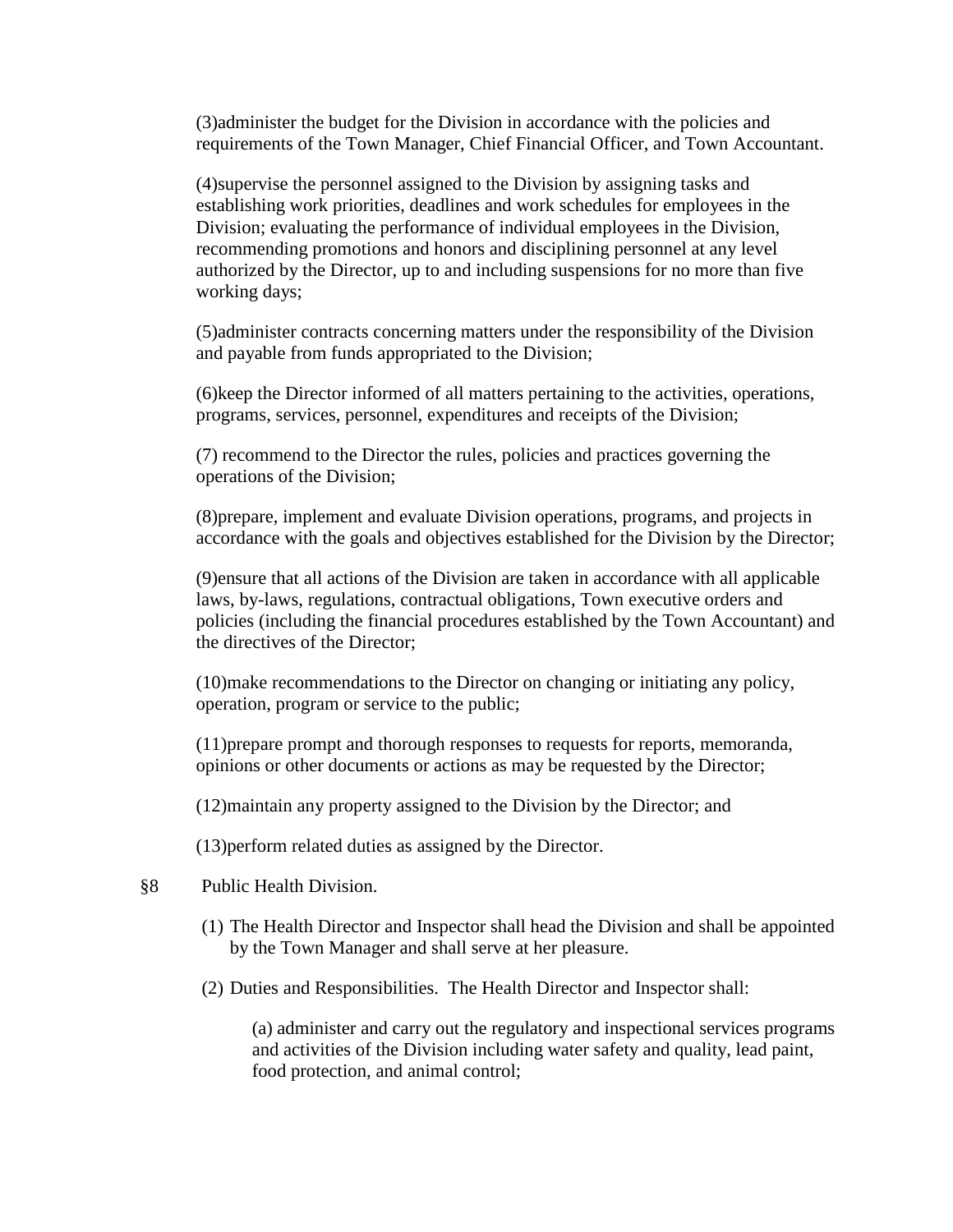(3)administer the budget for the Division in accordance with the policies and requirements of the Town Manager, Chief Financial Officer, and Town Accountant.

(4)supervise the personnel assigned to the Division by assigning tasks and establishing work priorities, deadlines and work schedules for employees in the Division; evaluating the performance of individual employees in the Division, recommending promotions and honors and disciplining personnel at any level authorized by the Director, up to and including suspensions for no more than five working days;

(5)administer contracts concerning matters under the responsibility of the Division and payable from funds appropriated to the Division;

(6)keep the Director informed of all matters pertaining to the activities, operations, programs, services, personnel, expenditures and receipts of the Division;

(7) recommend to the Director the rules, policies and practices governing the operations of the Division;

(8)prepare, implement and evaluate Division operations, programs, and projects in accordance with the goals and objectives established for the Division by the Director;

(9)ensure that all actions of the Division are taken in accordance with all applicable laws, by-laws, regulations, contractual obligations, Town executive orders and policies (including the financial procedures established by the Town Accountant) and the directives of the Director;

(10)make recommendations to the Director on changing or initiating any policy, operation, program or service to the public;

(11)prepare prompt and thorough responses to requests for reports, memoranda, opinions or other documents or actions as may be requested by the Director;

(12)maintain any property assigned to the Division by the Director; and

(13)perform related duties as assigned by the Director.

§8 Public Health Division.

(1) The Health Director and Inspector shall head the Division and shall be appointed by the Town Manager and shall serve at her pleasure.

(2) Duties and Responsibilities. The Health Director and Inspector shall:

(a) administer and carry out the regulatory and inspectional services programs and activities of the Division including water safety and quality, lead paint, food protection, and animal control;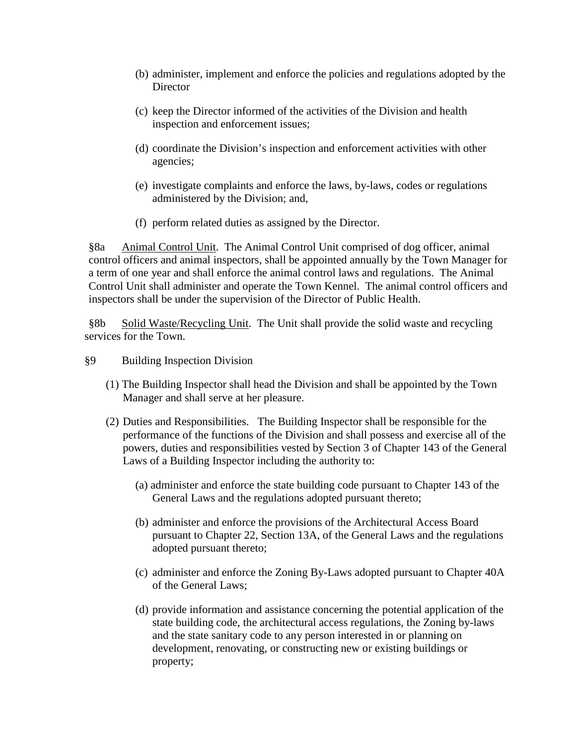(b) administer, implement and enforce the policies and regulations adopted by the Director

(c) keep the Director informed of the activities of the Division and health inspection and enforcement issues;

(d) coordinate the Division's inspection and enforcement activities with other agencies;

(e) investigate complaints and enforce the laws, by-laws, codes or regulations administered by the Division; and,

(f) perform related duties as assigned by the Director.

§8a Animal Control Unit. The Animal Control Unit comprised of dog officer, animal control officers and animal inspectors, shall be appointed annually by the Town Manager for a term of one year and shall enforce the animal control laws and regulations. The Animal Control Unit shall administer and operate the Town Kennel. The animal control officers and inspectors shall be under the supervision of the Director of Public Health.

§8b Solid Waste/Recycling Unit. The Unit shall provide the solid waste and recycling services for the Town.

§9 Building Inspection Division

(1) The Building Inspector shall head the Division and shall be appointed by the Town Manager and shall serve at her pleasure.

(2) Duties and Responsibilities. The Building Inspector shall be responsible for the performance of the functions of the Division and shall possess and exercise all of the powers, duties and responsibilities vested by Section 3 of Chapter 143 of the General Laws of a Building Inspector including the authority to:

(a) administer and enforce the state building code pursuant to Chapter 143 of the General Laws and the regulations adopted pursuant thereto;

(b) administer and enforce the provisions of the Architectural Access Board pursuant to Chapter 22, Section 13A, of the General Laws and the regulations adopted pursuant thereto;

(c) administer and enforce the Zoning By-Laws adopted pursuant to Chapter 40A of the General Laws;

(d) provide information and assistance concerning the potential application of the state building code, the architectural access regulations, the Zoning by-laws and the state sanitary code to any person interested in or planning on development, renovating, or constructing new or existing buildings or property;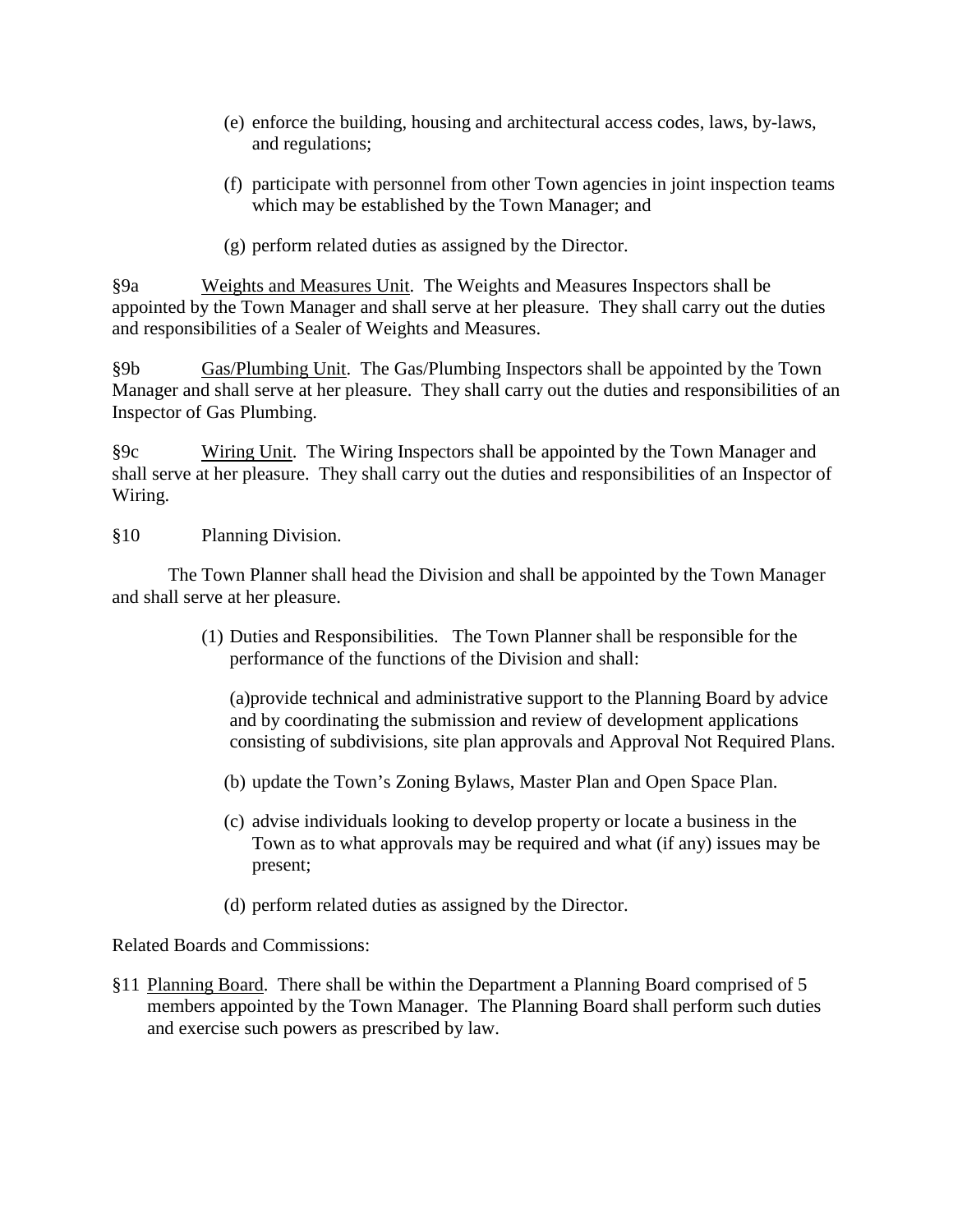(e) enforce the building, housing and architectural access codes, laws, by-laws, and regulations;

(f) participate with personnel from other Town agencies in joint inspection teams which may be established by the Town Manager; and

(g) perform related duties as assigned by the Director.

§9a Weights and Measures Unit. The Weights and Measures Inspectors shall be appointed by the Town Manager and shall serve at her pleasure. They shall carry out the duties and responsibilities of a Sealer of Weights and Measures.

§9b Gas/Plumbing Unit. The Gas/Plumbing Inspectors shall be appointed by the Town Manager and shall serve at her pleasure. They shall carry out the duties and responsibilities of an Inspector of Gas Plumbing.

§9c Wiring Unit. The Wiring Inspectors shall be appointed by the Town Manager and shall serve at her pleasure. They shall carry out the duties and responsibilities of an Inspector of Wiring.

§10 Planning Division.

The Town Planner shall head the Division and shall be appointed by the Town Manager and shall serve at her pleasure.

(1) Duties and Responsibilities. The Town Planner shall be responsible for the performance of the functions of the Division and shall:

(a)provide technical and administrative support to the Planning Board by advice and by coordinating the submission and review of development applications consisting of subdivisions, site plan approvals and Approval Not Required Plans.

(b) update the Town's Zoning Bylaws, Master Plan and Open Space Plan.

(c) advise individuals looking to develop property or locate a business in the Town as to what approvals may be required and what (if any) issues may be present;

(d) perform related duties as assigned by the Director.

Related Boards and Commissions:

§11 Planning Board. There shall be within the Department a Planning Board comprised of 5 members appointed by the Town Manager. The Planning Board shall perform such duties and exercise such powers as prescribed by law.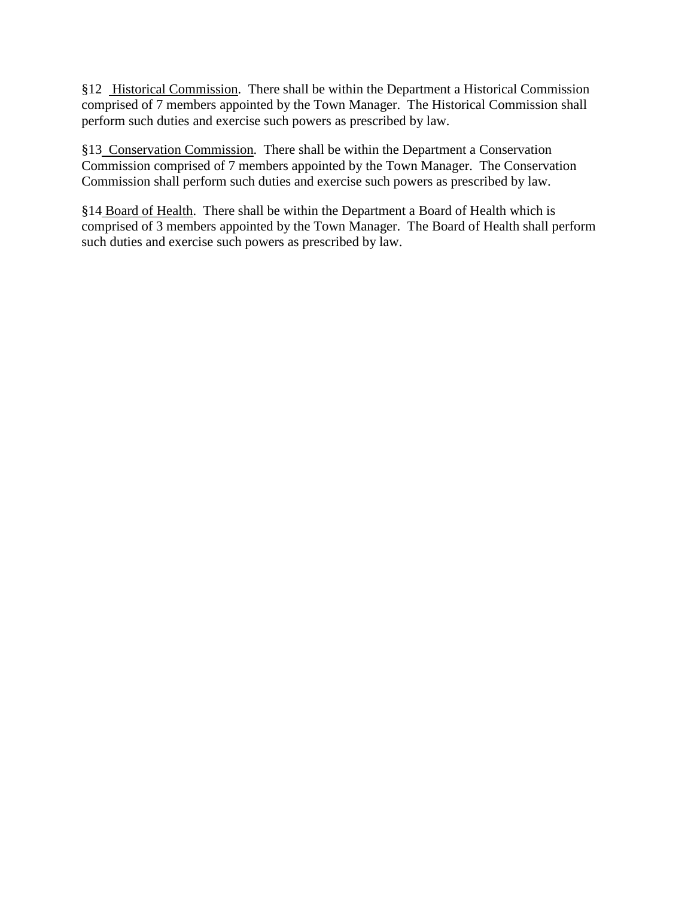§12 <u>Historical Commission</u>. There shall be within the Department a Historical Commission comprised of 7 members appointed by the Town Manager. The Historical Commission shall perform such duties and exercise such powers as prescribed by law.

§13 <u>Conservation Commission</u>. There shall be within the Department a Conservation Commission comprised of 7 members appointed by the Town Manager. The Conservation Commission shall perform such duties and exercise such powers as prescribed by law.

§14 <u>Board of Health</u>. There shall be within the Department a Board of Health which is comprised of 3 members appointed by the Town Manager. The Board of Health shall perform such duties and exercise such powers as prescribed by law.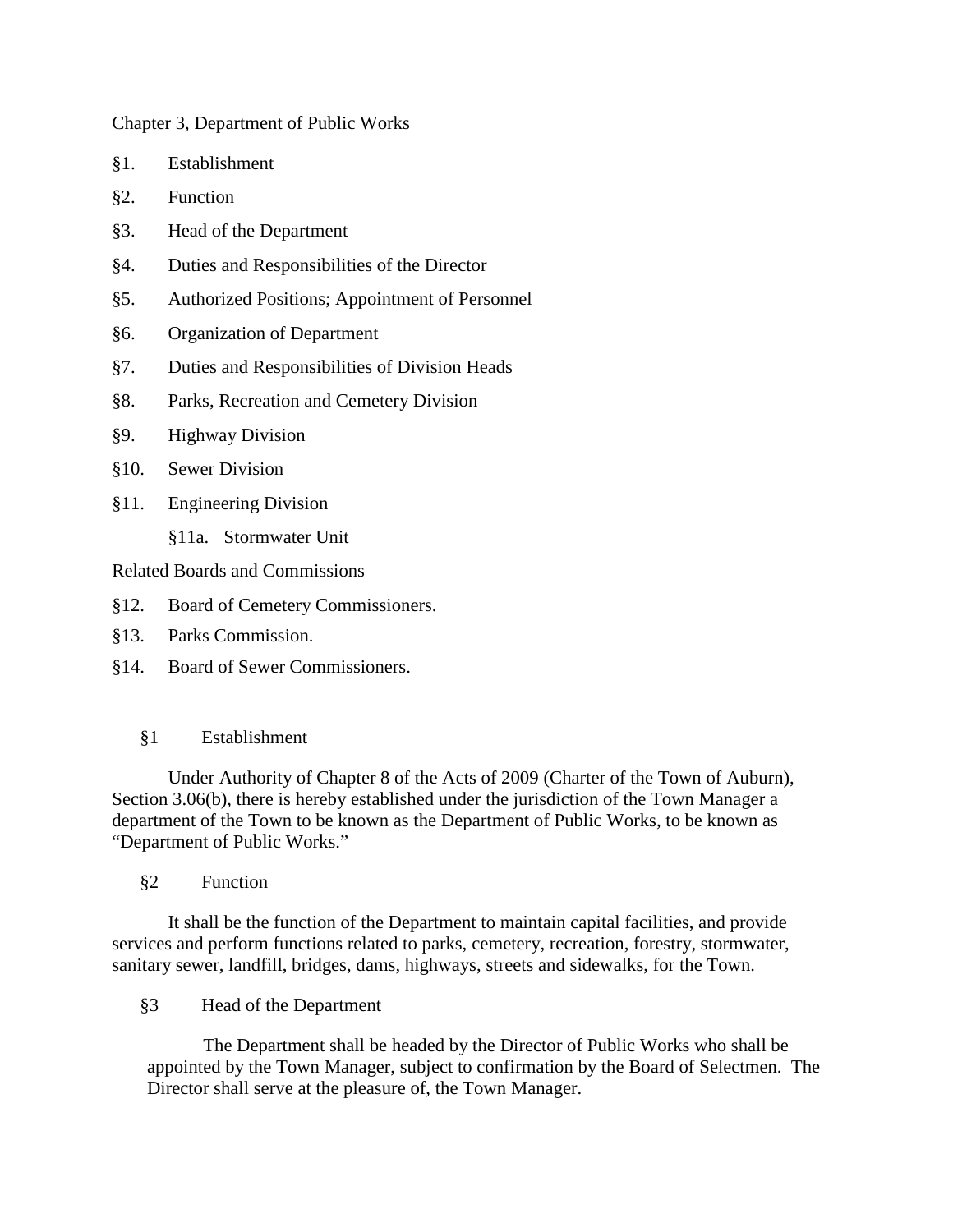Chapter 3, Department of Public Works

§1. Establishment

§2. Function

§3. Head of the Department

§4. Duties and Responsibilities of the Director

§5. Authorized Positions; Appointment of Personnel

§6. Organization of Department

§7. Duties and Responsibilities of Division Heads

§8. Parks, Recreation and Cemetery Division

§9. Highway Division

§10. Sewer Division

§11. Engineering Division

§11a. Stormwater Unit

Related Boards and Commissions

§12. Board of Cemetery Commissioners.

§13. Parks Commission.

§14. Board of Sewer Commissioners.

§1 Establishment

Under Authority of Chapter 8 of the Acts of 2009 (Charter of the Town of Auburn), Section 3.06(b), there is hereby established under the jurisdiction of the Town Manager a department of the Town to be known as the Department of Public Works, to be known as "Department of Public Works."

§2 Function

It shall be the function of the Department to maintain capital facilities, and provide services and perform functions related to parks, cemetery, recreation, forestry, stormwater, sanitary sewer, landfill, bridges, dams, highways, streets and sidewalks, for the Town.

§3 Head of the Department

The Department shall be headed by the Director of Public Works who shall be appointed by the Town Manager, subject to confirmation by the Board of Selectmen. The Director shall serve at the pleasure of, the Town Manager.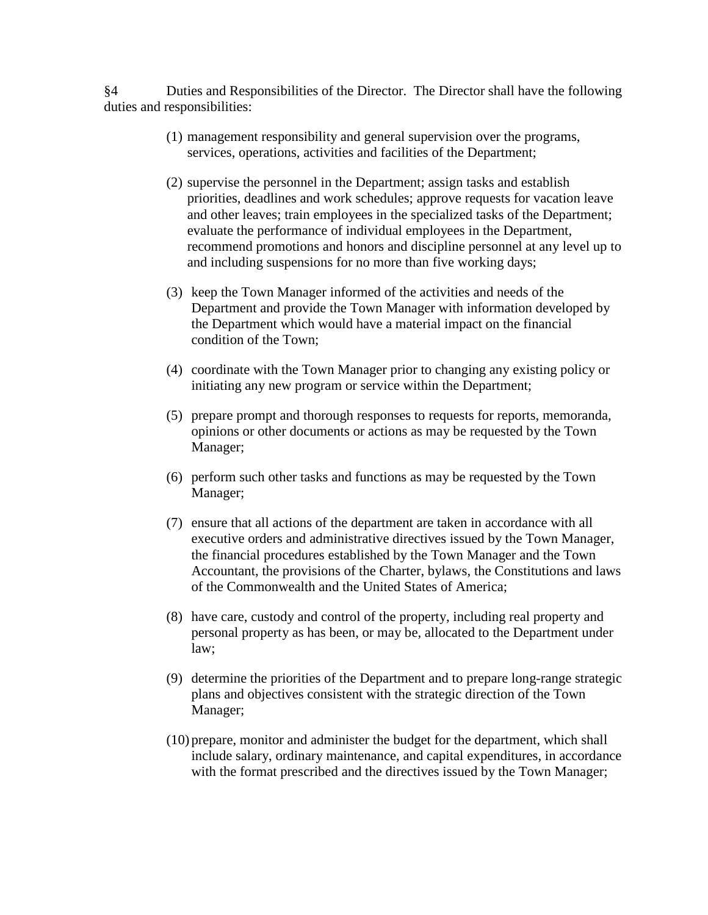§4 Duties and Responsibilities of the Director. The Director shall have the following duties and responsibilities:

(1) management responsibility and general supervision over the programs, services, operations, activities and facilities of the Department;

(2) supervise the personnel in the Department; assign tasks and establish priorities, deadlines and work schedules; approve requests for vacation leave and other leaves; train employees in the specialized tasks of the Department; evaluate the performance of individual employees in the Department, recommend promotions and honors and discipline personnel at any level up to and including suspensions for no more than five working days;

(3) keep the Town Manager informed of the activities and needs of the Department and provide the Town Manager with information developed by the Department which would have a material impact on the financial condition of the Town;

(4) coordinate with the Town Manager prior to changing any existing policy or initiating any new program or service within the Department;

(5) prepare prompt and thorough responses to requests for reports, memoranda, opinions or other documents or actions as may be requested by the Town Manager;

(6) perform such other tasks and functions as may be requested by the Town Manager;

(7) ensure that all actions of the department are taken in accordance with all executive orders and administrative directives issued by the Town Manager, the financial procedures established by the Town Manager and the Town Accountant, the provisions of the Charter, bylaws, the Constitutions and laws of the Commonwealth and the United States of America;

(8) have care, custody and control of the property, including real property and personal property as has been, or may be, allocated to the Department under law;

(9) determine the priorities of the Department and to prepare long-range strategic plans and objectives consistent with the strategic direction of the Town Manager;

(10) prepare, monitor and administer the budget for the department, which shall include salary, ordinary maintenance, and capital expenditures, in accordance with the format prescribed and the directives issued by the Town Manager;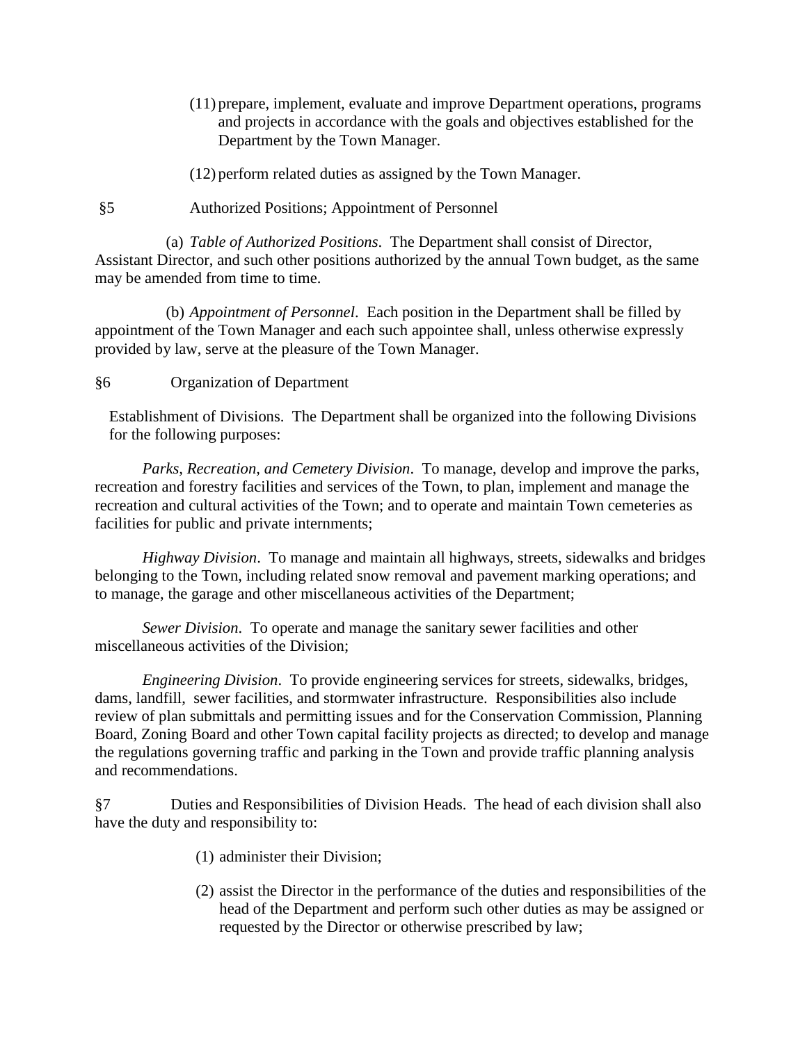(11) prepare, implement, evaluate and improve Department operations, programs and projects in accordance with the goals and objectives established for the Department by the Town Manager.

(12) perform related duties as assigned by the Town Manager.

§5 Authorized Positions; Appointment of Personnel

(a) *Table of Authorized Positions*. The Department shall consist of Director, Assistant Director, and such other positions authorized by the annual Town budget, as the same may be amended from time to time.

(b) *Appointment of Personnel*. Each position in the Department shall be filled by appointment of the Town Manager and each such appointee shall, unless otherwise expressly provided by law, serve at the pleasure of the Town Manager.

§6 Organization of Department

Establishment of Divisions. The Department shall be organized into the following Divisions for the following purposes:

*Parks, Recreation, and Cemetery Division*. To manage, develop and improve the parks, recreation and forestry facilities and services of the Town, to plan, implement and manage the recreation and cultural activities of the Town; and to operate and maintain Town cemeteries as facilities for public and private internments;

*Highway Division*. To manage and maintain all highways, streets, sidewalks and bridges belonging to the Town, including related snow removal and pavement marking operations; and to manage, the garage and other miscellaneous activities of the Department;

*Sewer Division*. To operate and manage the sanitary sewer facilities and other miscellaneous activities of the Division;

*Engineering Division*. To provide engineering services for streets, sidewalks, bridges, dams, landfill, sewer facilities, and stormwater infrastructure. Responsibilities also include review of plan submittals and permitting issues and for the Conservation Commission, Planning Board, Zoning Board and other Town capital facility projects as directed; to develop and manage the regulations governing traffic and parking in the Town and provide traffic planning analysis and recommendations.

§7 Duties and Responsibilities of Division Heads. The head of each division shall also have the duty and responsibility to:

(1) administer their Division;

(2) assist the Director in the performance of the duties and responsibilities of the head of the Department and perform such other duties as may be assigned or requested by the Director or otherwise prescribed by law;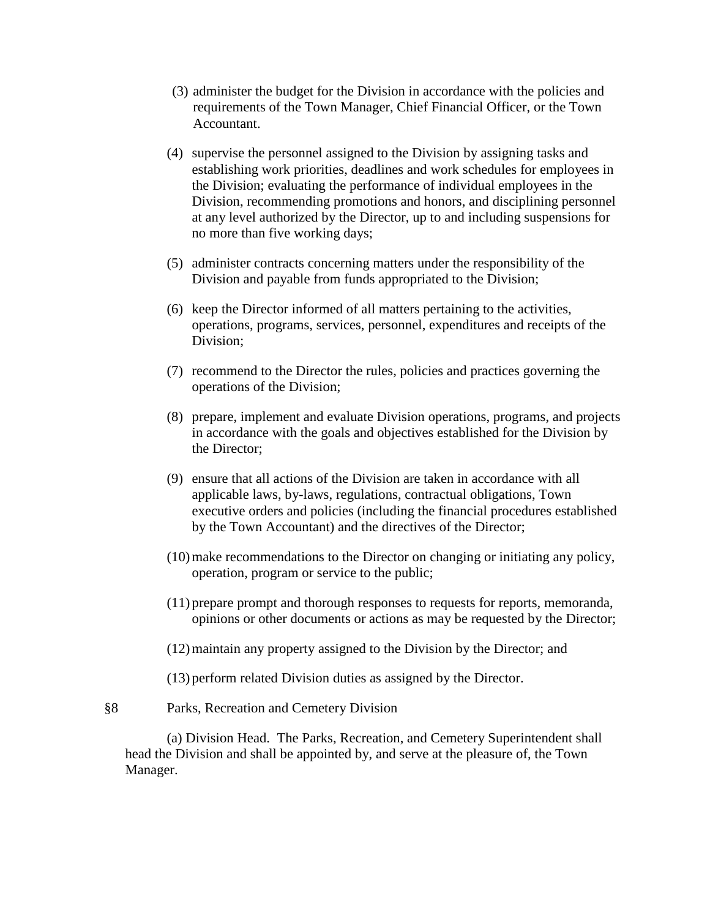(3) administer the budget for the Division in accordance with the policies and requirements of the Town Manager, Chief Financial Officer, or the Town Accountant.

(4) supervise the personnel assigned to the Division by assigning tasks and establishing work priorities, deadlines and work schedules for employees in the Division; evaluating the performance of individual employees in the Division, recommending promotions and honors, and disciplining personnel at any level authorized by the Director, up to and including suspensions for no more than five working days;

(5) administer contracts concerning matters under the responsibility of the Division and payable from funds appropriated to the Division;

(6) keep the Director informed of all matters pertaining to the activities, operations, programs, services, personnel, expenditures and receipts of the Division;

(7) recommend to the Director the rules, policies and practices governing the operations of the Division;

(8) prepare, implement and evaluate Division operations, programs, and projects in accordance with the goals and objectives established for the Division by the Director;

(9) ensure that all actions of the Division are taken in accordance with all applicable laws, by-laws, regulations, contractual obligations, Town executive orders and policies (including the financial procedures established by the Town Accountant) and the directives of the Director;

(10) make recommendations to the Director on changing or initiating any policy, operation, program or service to the public;

(11) prepare prompt and thorough responses to requests for reports, memoranda, opinions or other documents or actions as may be requested by the Director;

(12) maintain any property assigned to the Division by the Director; and

(13) perform related Division duties as assigned by the Director.

§8 Parks, Recreation and Cemetery Division

(a) Division Head. The Parks, Recreation, and Cemetery Superintendent shall head the Division and shall be appointed by, and serve at the pleasure of, the Town Manager.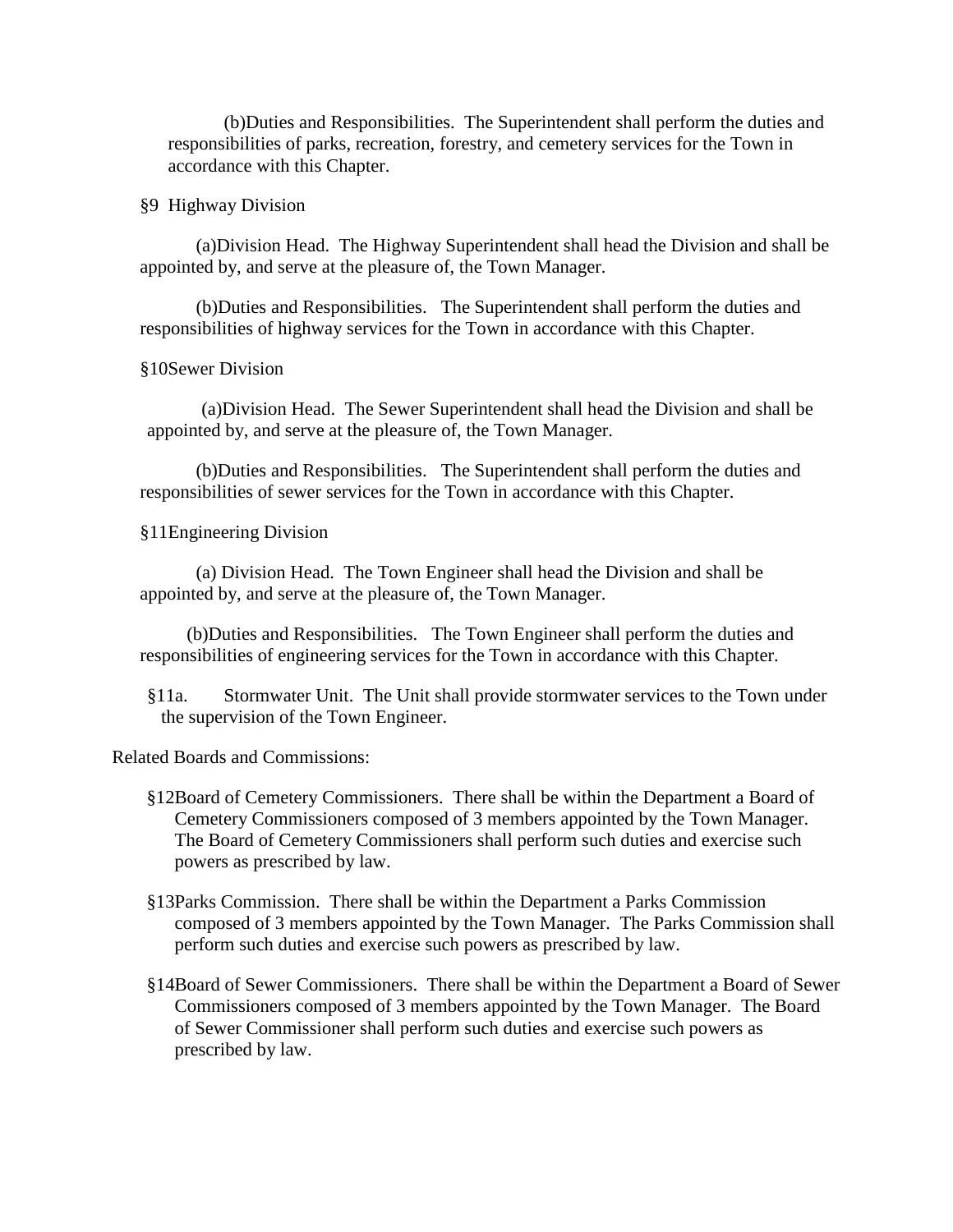(b)Duties and Responsibilities. The Superintendent shall perform the duties and responsibilities of parks, recreation, forestry, and cemetery services for the Town in accordance with this Chapter.

§9 Highway Division

(a)Division Head. The Highway Superintendent shall head the Division and shall be appointed by, and serve at the pleasure of, the Town Manager.

(b)Duties and Responsibilities. The Superintendent shall perform the duties and responsibilities of highway services for the Town in accordance with this Chapter.

§10Sewer Division

(a)Division Head. The Sewer Superintendent shall head the Division and shall be appointed by, and serve at the pleasure of, the Town Manager.

(b)Duties and Responsibilities. The Superintendent shall perform the duties and responsibilities of sewer services for the Town in accordance with this Chapter.

§11Engineering Division

(a) Division Head. The Town Engineer shall head the Division and shall be appointed by, and serve at the pleasure of, the Town Manager.

(b)Duties and Responsibilities. The Town Engineer shall perform the duties and responsibilities of engineering services for the Town in accordance with this Chapter.

§11a. Stormwater Unit. The Unit shall provide stormwater services to the Town under the supervision of the Town Engineer.

Related Boards and Commissions:

§12Board of Cemetery Commissioners. There shall be within the Department a Board of Cemetery Commissioners composed of 3 members appointed by the Town Manager. The Board of Cemetery Commissioners shall perform such duties and exercise such powers as prescribed by law.

§13Parks Commission. There shall be within the Department a Parks Commission composed of 3 members appointed by the Town Manager. The Parks Commission shall perform such duties and exercise such powers as prescribed by law.

§14Board of Sewer Commissioners. There shall be within the Department a Board of Sewer Commissioners composed of 3 members appointed by the Town Manager. The Board of Sewer Commissioner shall perform such duties and exercise such powers as prescribed by law.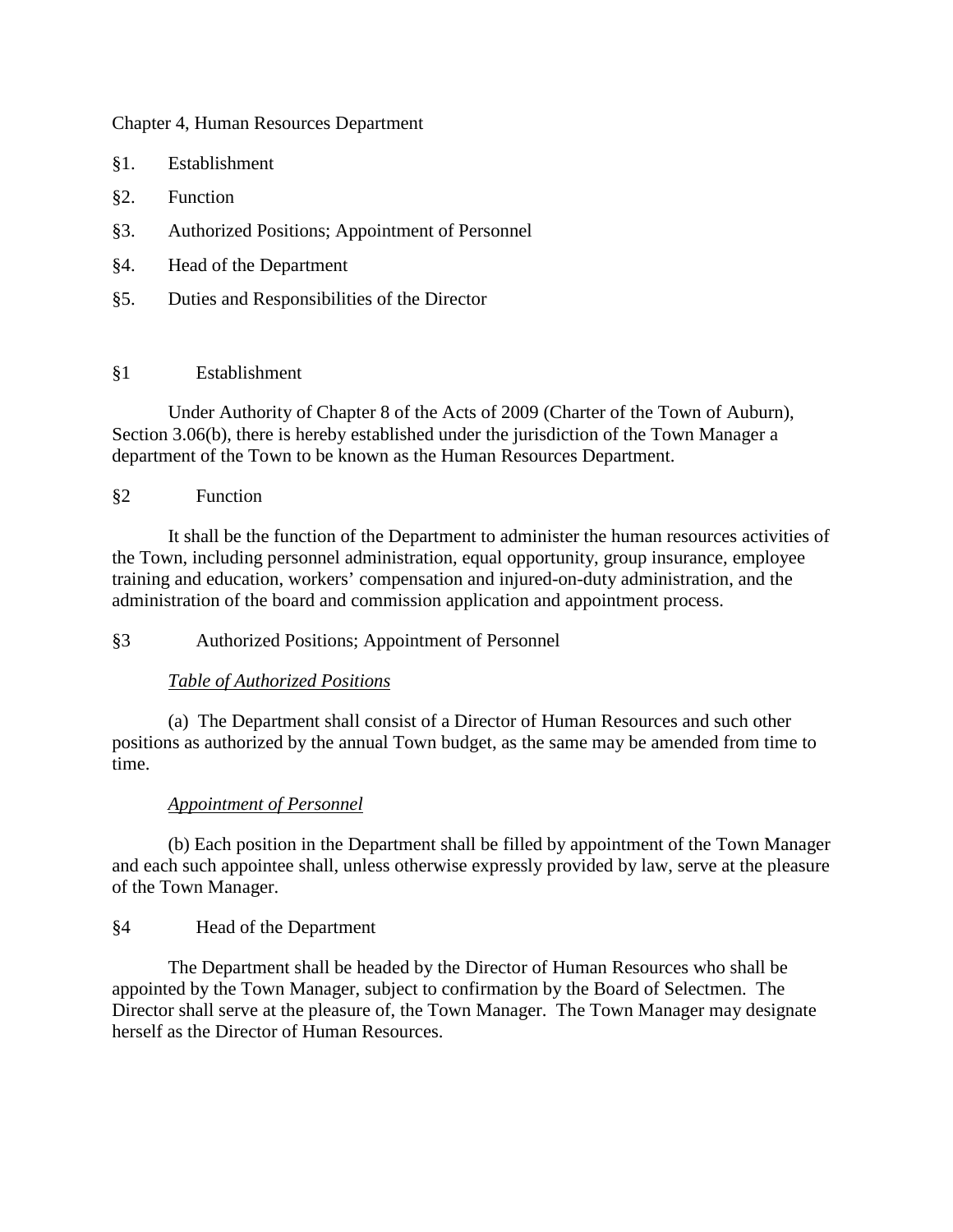# Chapter 4, Human Resources Department

§1. Establishment

§2. Function

§3. Authorized Positions; Appointment of Personnel

§4. Head of the Department

§5. Duties and Responsibilities of the Director

## §1 Establishment

Under Authority of Chapter 8 of the Acts of 2009 (Charter of the Town of Auburn), Section 3.06(b), there is hereby established under the jurisdiction of the Town Manager a department of the Town to be known as the Human Resources Department.

## §2 Function

It shall be the function of the Department to administer the human resources activities of the Town, including personnel administration, equal opportunity, group insurance, employee training and education, workers' compensation and injured-on-duty administration, and the administration of the board and commission application and appointment process.

## §3 Authorized Positions; Appointment of Personnel

*Table of Authorized Positions*

(a) The Department shall consist of a Director of Human Resources and such other positions as authorized by the annual Town budget, as the same may be amended from time to time.

*Appointment of Personnel*

(b) Each position in the Department shall be filled by appointment of the Town Manager and each such appointee shall, unless otherwise expressly provided by law, serve at the pleasure of the Town Manager.

## §4 Head of the Department

The Department shall be headed by the Director of Human Resources who shall be appointed by the Town Manager, subject to confirmation by the Board of Selectmen. The Director shall serve at the pleasure of, the Town Manager. The Town Manager may designate herself as the Director of Human Resources.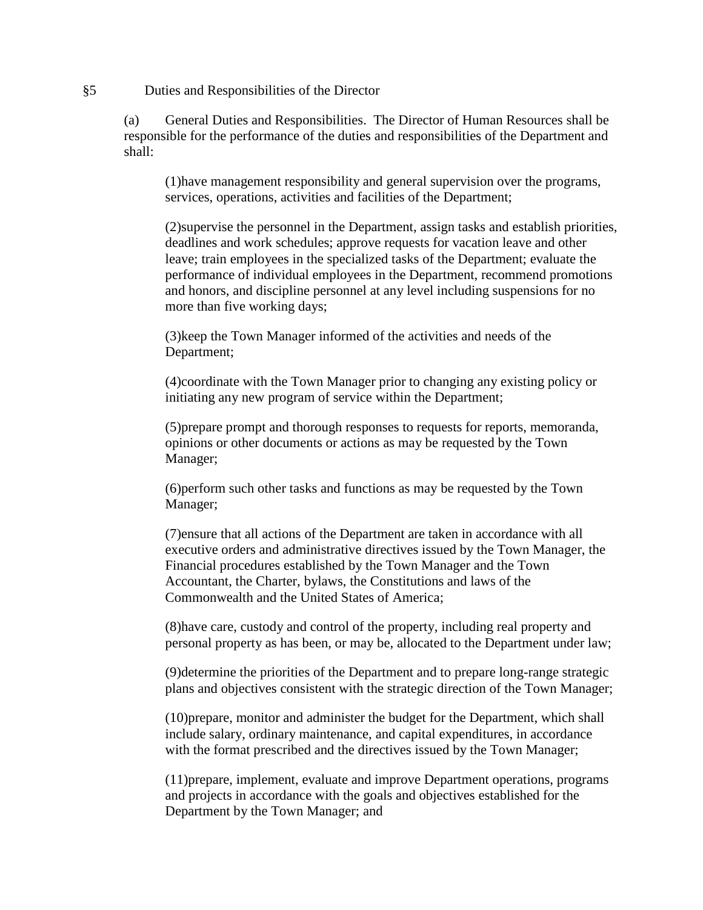§5 Duties and Responsibilities of the Director

(a) General Duties and Responsibilities. The Director of Human Resources shall be responsible for the performance of the duties and responsibilities of the Department and shall:

(1)have management responsibility and general supervision over the programs, services, operations, activities and facilities of the Department;

(2)supervise the personnel in the Department, assign tasks and establish priorities, deadlines and work schedules; approve requests for vacation leave and other leave; train employees in the specialized tasks of the Department; evaluate the performance of individual employees in the Department, recommend promotions and honors, and discipline personnel at any level including suspensions for no more than five working days;

(3)keep the Town Manager informed of the activities and needs of the Department;

(4)coordinate with the Town Manager prior to changing any existing policy or initiating any new program of service within the Department;

(5)prepare prompt and thorough responses to requests for reports, memoranda, opinions or other documents or actions as may be requested by the Town Manager;

(6)perform such other tasks and functions as may be requested by the Town Manager;

(7)ensure that all actions of the Department are taken in accordance with all executive orders and administrative directives issued by the Town Manager, the Financial procedures established by the Town Manager and the Town Accountant, the Charter, bylaws, the Constitutions and laws of the Commonwealth and the United States of America;

(8)have care, custody and control of the property, including real property and personal property as has been, or may be, allocated to the Department under law;

(9)determine the priorities of the Department and to prepare long-range strategic plans and objectives consistent with the strategic direction of the Town Manager;

(10)prepare, monitor and administer the budget for the Department, which shall include salary, ordinary maintenance, and capital expenditures, in accordance with the format prescribed and the directives issued by the Town Manager;

(11)prepare, implement, evaluate and improve Department operations, programs and projects in accordance with the goals and objectives established for the Department by the Town Manager; and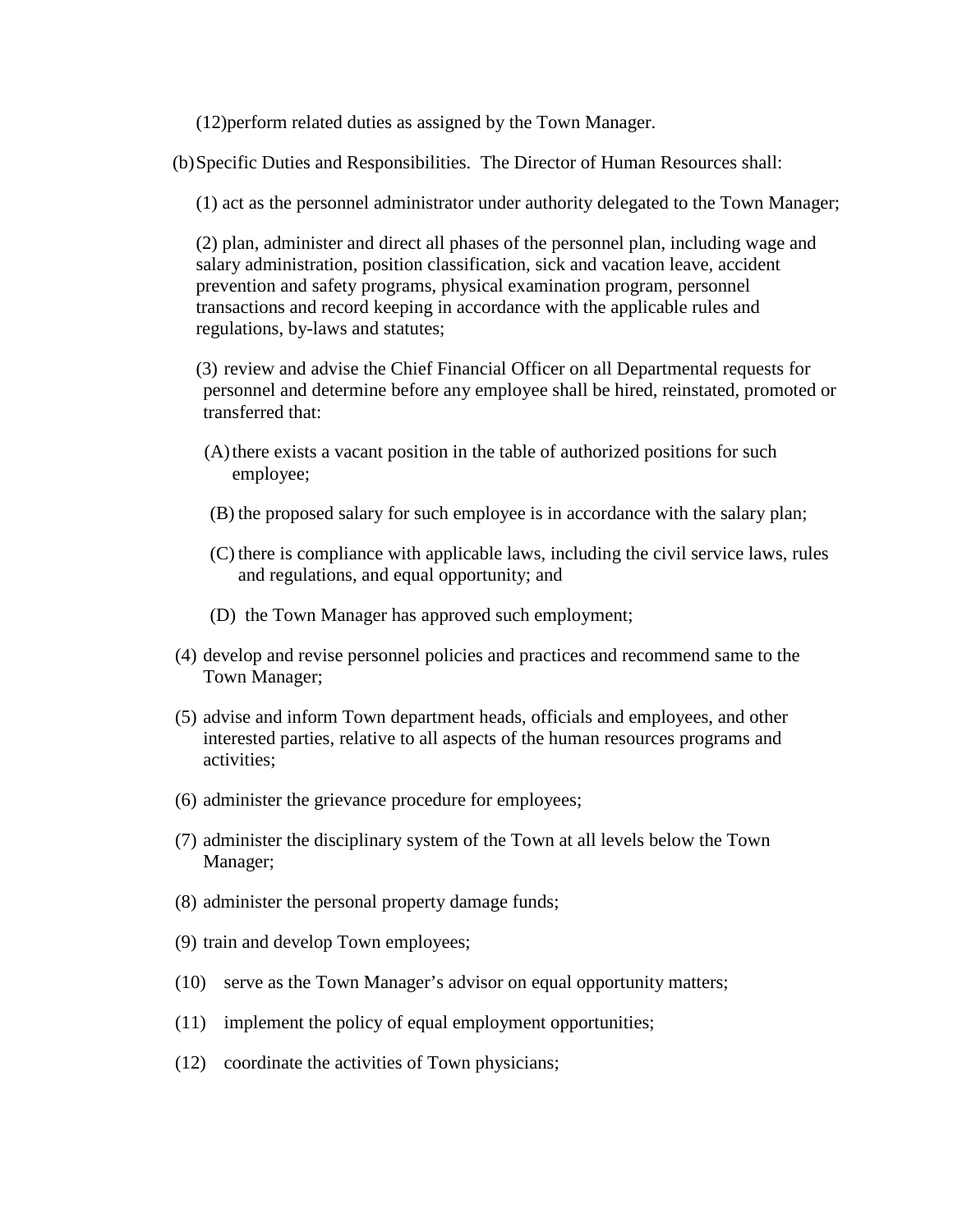(12)perform related duties as assigned by the Town Manager.

(b) Specific Duties and Responsibilities. The Director of Human Resources shall:

(1) act as the personnel administrator under authority delegated to the Town Manager;

(2) plan, administer and direct all phases of the personnel plan, including wage and salary administration, position classification, sick and vacation leave, accident prevention and safety programs, physical examination program, personnel transactions and record keeping in accordance with the applicable rules and regulations, by-laws and statutes;

(3) review and advise the Chief Financial Officer on all Departmental requests for personnel and determine before any employee shall be hired, reinstated, promoted or transferred that:

(A) there exists a vacant position in the table of authorized positions for such employee;

(B) the proposed salary for such employee is in accordance with the salary plan;

(C) there is compliance with applicable laws, including the civil service laws, rules and regulations, and equal opportunity; and

(D) the Town Manager has approved such employment;

(4) develop and revise personnel policies and practices and recommend same to the Town Manager;

(5) advise and inform Town department heads, officials and employees, and other interested parties, relative to all aspects of the human resources programs and activities;

(6) administer the grievance procedure for employees;

(7) administer the disciplinary system of the Town at all levels below the Town Manager;

(8) administer the personal property damage funds;

(9) train and develop Town employees;

(10) serve as the Town Manager's advisor on equal opportunity matters;

(11) implement the policy of equal employment opportunities;

(12) coordinate the activities of Town physicians;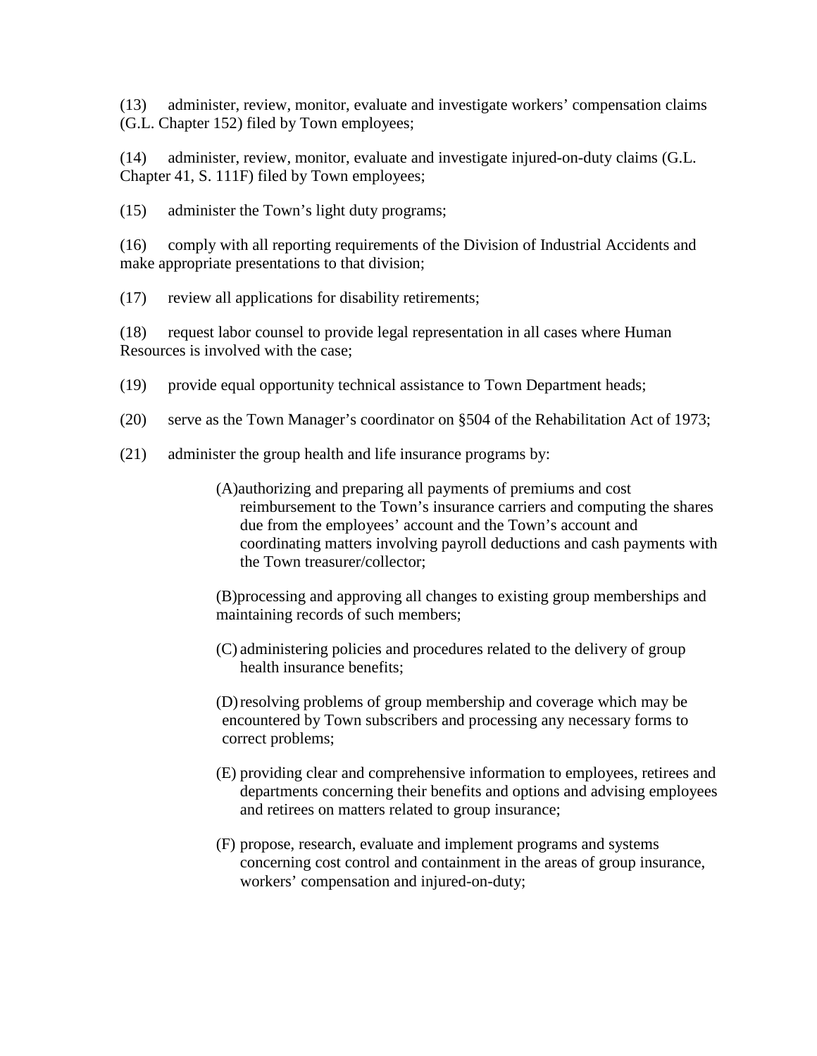(13) administer, review, monitor, evaluate and investigate workers' compensation claims (G.L. Chapter 152) filed by Town employees;

(14) administer, review, monitor, evaluate and investigate injured-on-duty claims (G.L. Chapter 41, S. 111F) filed by Town employees;

(15) administer the Town's light duty programs;

(16) comply with all reporting requirements of the Division of Industrial Accidents and make appropriate presentations to that division;

(17) review all applications for disability retirements;

(18) request labor counsel to provide legal representation in all cases where Human Resources is involved with the case;

(19) provide equal opportunity technical assistance to Town Department heads;

(20) serve as the Town Manager's coordinator on §504 of the Rehabilitation Act of 1973;

(21) administer the group health and life insurance programs by:

> (A) authorizing and preparing all payments of premiums and cost reimbursement to the Town's insurance carriers and computing the shares due from the employees' account and the Town's account and coordinating matters involving payroll deductions and cash payments with the Town treasurer/collector;
>
> (B) processing and approving all changes to existing group memberships and maintaining records of such members;
>
> (C) administering policies and procedures related to the delivery of group health insurance benefits;
>
> (D) resolving problems of group membership and coverage which may be encountered by Town subscribers and processing any necessary forms to correct problems;
>
> (E) providing clear and comprehensive information to employees, retirees and departments concerning their benefits and options and advising employees and retirees on matters related to group insurance;
>
> (F) propose, research, evaluate and implement programs and systems concerning cost control and containment in the areas of group insurance, workers' compensation and injured-on-duty;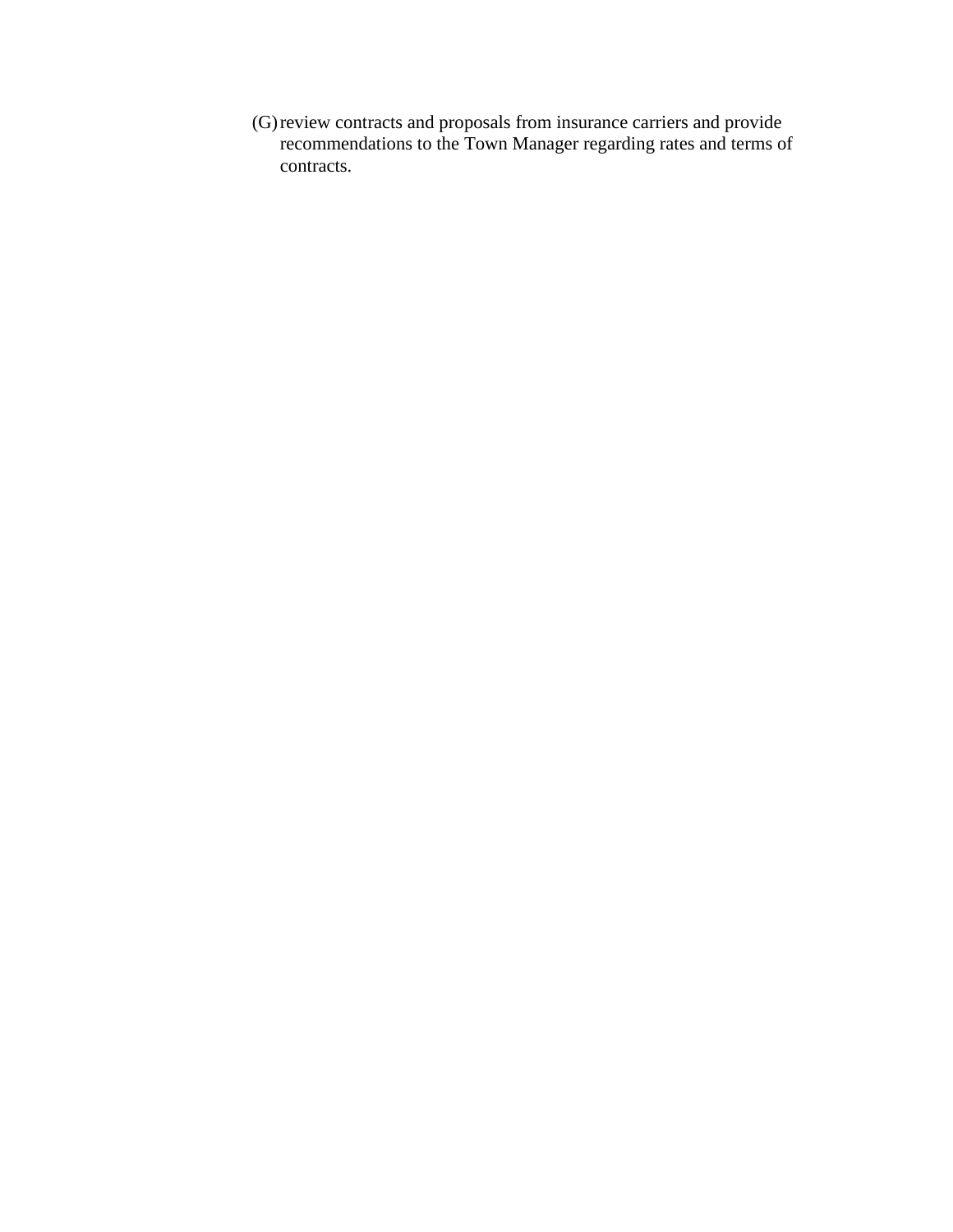(G) review contracts and proposals from insurance carriers and provide recommendations to the Town Manager regarding rates and terms of contracts.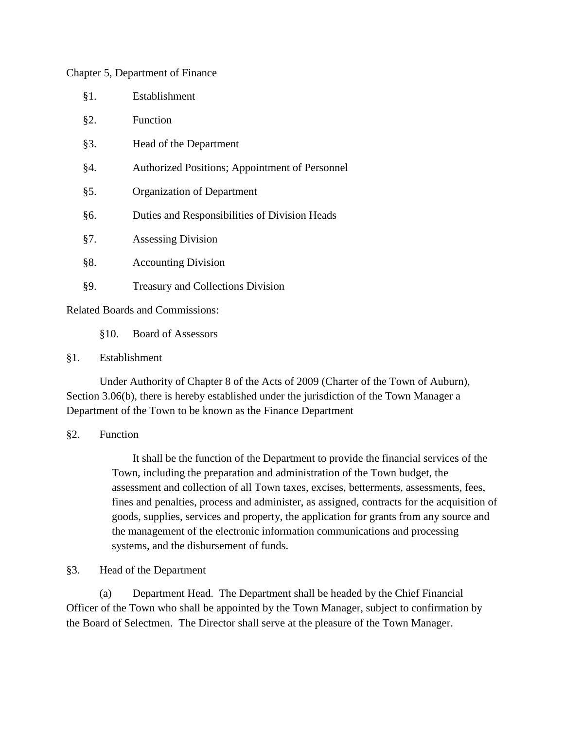Chapter 5, Department of Finance

§1. Establishment

§2. Function

§3. Head of the Department

§4. Authorized Positions; Appointment of Personnel

§5. Organization of Department

§6. Duties and Responsibilities of Division Heads

§7. Assessing Division

§8. Accounting Division

§9. Treasury and Collections Division

Related Boards and Commissions:

§10. Board of Assessors

§1. Establishment

Under Authority of Chapter 8 of the Acts of 2009 (Charter of the Town of Auburn), Section 3.06(b), there is hereby established under the jurisdiction of the Town Manager a Department of the Town to be known as the Finance Department

§2. Function

It shall be the function of the Department to provide the financial services of the Town, including the preparation and administration of the Town budget, the assessment and collection of all Town taxes, excises, betterments, assessments, fees, fines and penalties, process and administer, as assigned, contracts for the acquisition of goods, supplies, services and property, the application for grants from any source and the management of the electronic information communications and processing systems, and the disbursement of funds.

§3. Head of the Department

(a) Department Head. The Department shall be headed by the Chief Financial Officer of the Town who shall be appointed by the Town Manager, subject to confirmation by the Board of Selectmen. The Director shall serve at the pleasure of the Town Manager.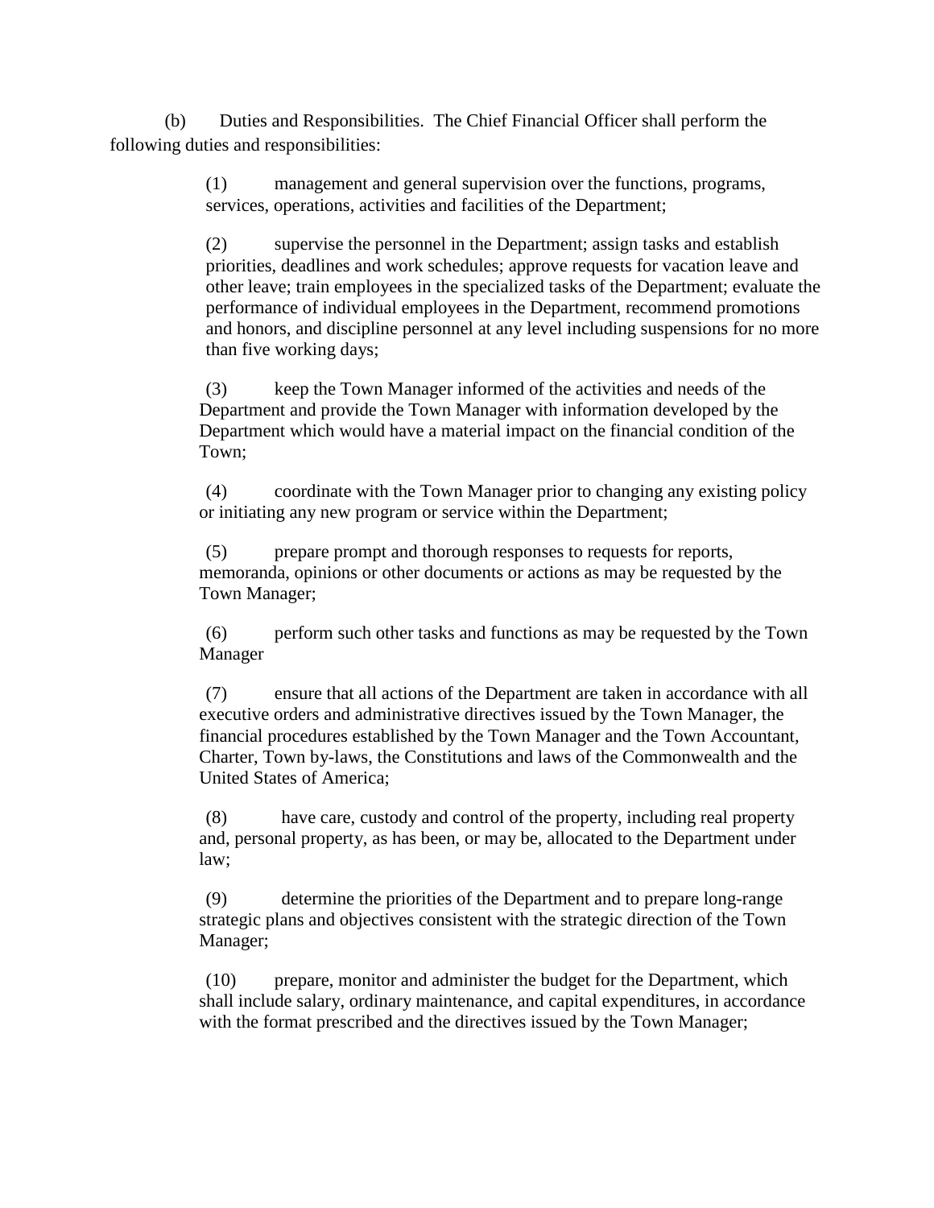(b) Duties and Responsibilities. The Chief Financial Officer shall perform the following duties and responsibilities:

(1) management and general supervision over the functions, programs, services, operations, activities and facilities of the Department;

(2) supervise the personnel in the Department; assign tasks and establish priorities, deadlines and work schedules; approve requests for vacation leave and other leave; train employees in the specialized tasks of the Department; evaluate the performance of individual employees in the Department, recommend promotions and honors, and discipline personnel at any level including suspensions for no more than five working days;

(3) keep the Town Manager informed of the activities and needs of the Department and provide the Town Manager with information developed by the Department which would have a material impact on the financial condition of the Town;

(4) coordinate with the Town Manager prior to changing any existing policy or initiating any new program or service within the Department;

(5) prepare prompt and thorough responses to requests for reports, memoranda, opinions or other documents or actions as may be requested by the Town Manager;

(6) perform such other tasks and functions as may be requested by the Town Manager

(7) ensure that all actions of the Department are taken in accordance with all executive orders and administrative directives issued by the Town Manager, the financial procedures established by the Town Manager and the Town Accountant, Charter, Town by-laws, the Constitutions and laws of the Commonwealth and the United States of America;

(8) have care, custody and control of the property, including real property and, personal property, as has been, or may be, allocated to the Department under law;

(9) determine the priorities of the Department and to prepare long-range strategic plans and objectives consistent with the strategic direction of the Town Manager;

(10) prepare, monitor and administer the budget for the Department, which shall include salary, ordinary maintenance, and capital expenditures, in accordance with the format prescribed and the directives issued by the Town Manager;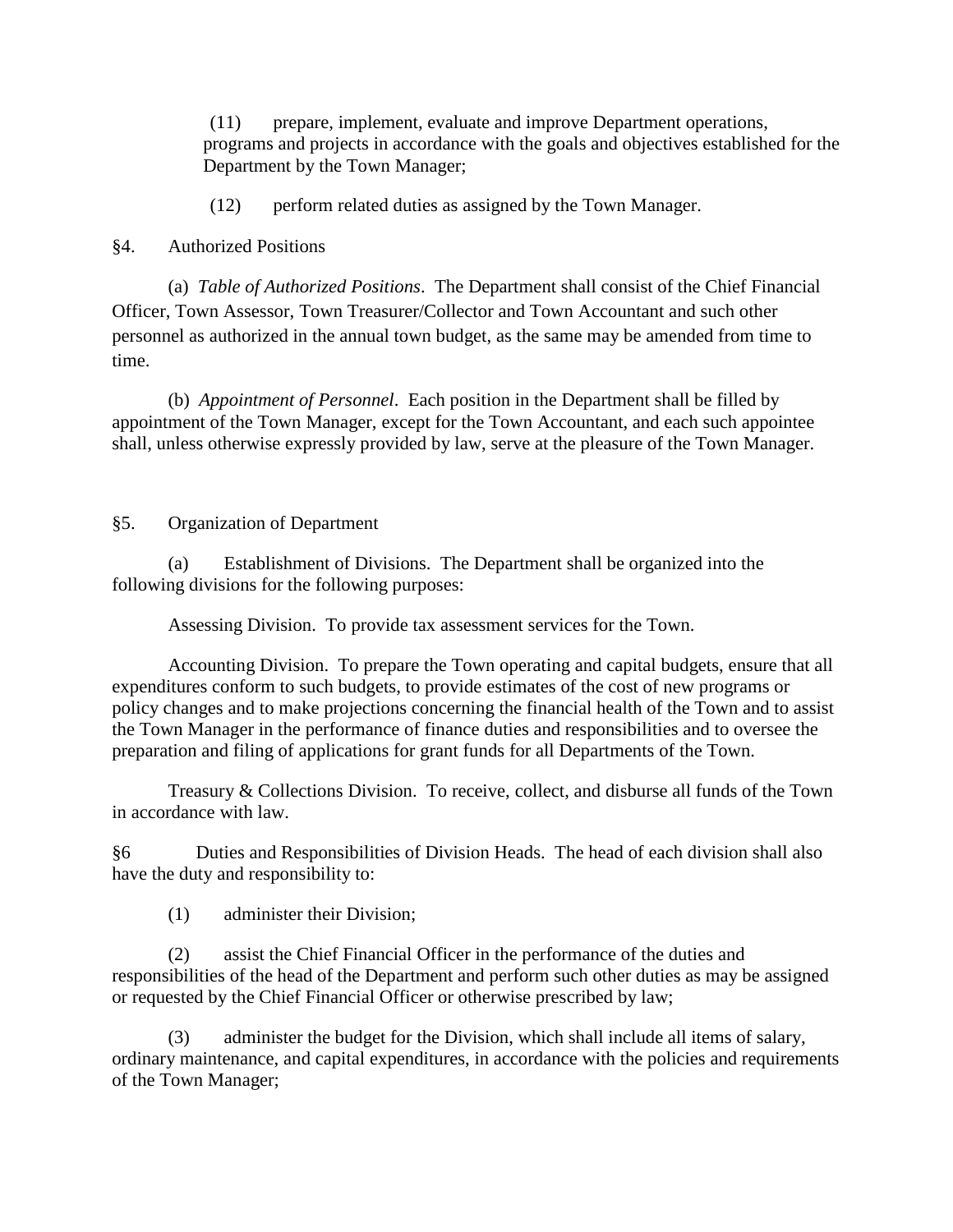(11) prepare, implement, evaluate and improve Department operations, programs and projects in accordance with the goals and objectives established for the Department by the Town Manager;

(12) perform related duties as assigned by the Town Manager.

§4. Authorized Positions

(a) *Table of Authorized Positions*. The Department shall consist of the Chief Financial Officer, Town Assessor, Town Treasurer/Collector and Town Accountant and such other personnel as authorized in the annual town budget, as the same may be amended from time to time.

(b) *Appointment of Personnel*. Each position in the Department shall be filled by appointment of the Town Manager, except for the Town Accountant, and each such appointee shall, unless otherwise expressly provided by law, serve at the pleasure of the Town Manager.

§5. Organization of Department

(a) Establishment of Divisions. The Department shall be organized into the following divisions for the following purposes:

Assessing Division. To provide tax assessment services for the Town.

Accounting Division. To prepare the Town operating and capital budgets, ensure that all expenditures conform to such budgets, to provide estimates of the cost of new programs or policy changes and to make projections concerning the financial health of the Town and to assist the Town Manager in the performance of finance duties and responsibilities and to oversee the preparation and filing of applications for grant funds for all Departments of the Town.

Treasury & Collections Division. To receive, collect, and disburse all funds of the Town in accordance with law.

§6 Duties and Responsibilities of Division Heads. The head of each division shall also have the duty and responsibility to:

(1) administer their Division;

(2) assist the Chief Financial Officer in the performance of the duties and responsibilities of the head of the Department and perform such other duties as may be assigned or requested by the Chief Financial Officer or otherwise prescribed by law;

(3) administer the budget for the Division, which shall include all items of salary, ordinary maintenance, and capital expenditures, in accordance with the policies and requirements of the Town Manager;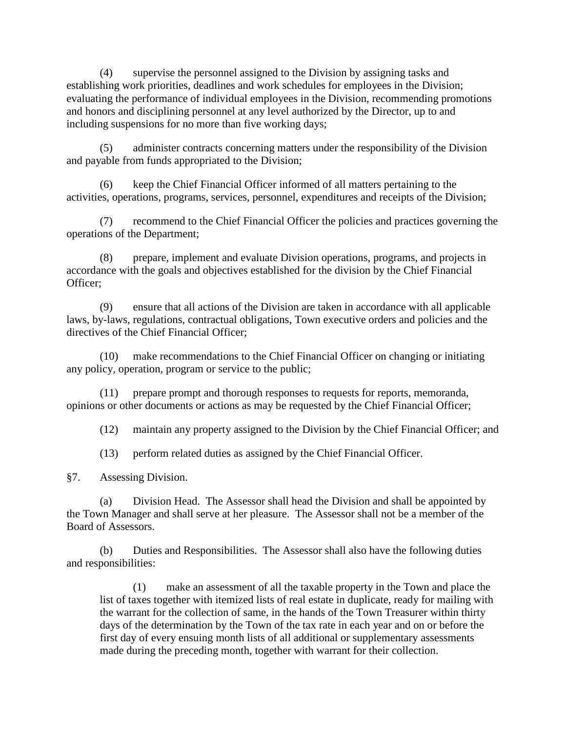(4) supervise the personnel assigned to the Division by assigning tasks and establishing work priorities, deadlines and work schedules for employees in the Division; evaluating the performance of individual employees in the Division, recommending promotions and honors and disciplining personnel at any level authorized by the Director, up to and including suspensions for no more than five working days;

(5) administer contracts concerning matters under the responsibility of the Division and payable from funds appropriated to the Division;

(6) keep the Chief Financial Officer informed of all matters pertaining to the activities, operations, programs, services, personnel, expenditures and receipts of the Division;

(7) recommend to the Chief Financial Officer the policies and practices governing the operations of the Department;

(8) prepare, implement and evaluate Division operations, programs, and projects in accordance with the goals and objectives established for the division by the Chief Financial Officer;

(9) ensure that all actions of the Division are taken in accordance with all applicable laws, by-laws, regulations, contractual obligations, Town executive orders and policies and the directives of the Chief Financial Officer;

(10) make recommendations to the Chief Financial Officer on changing or initiating any policy, operation, program or service to the public;

(11) prepare prompt and thorough responses to requests for reports, memoranda, opinions or other documents or actions as may be requested by the Chief Financial Officer;

(12) maintain any property assigned to the Division by the Chief Financial Officer; and

(13) perform related duties as assigned by the Chief Financial Officer.

§7. Assessing Division.

(a) Division Head. The Assessor shall head the Division and shall be appointed by the Town Manager and shall serve at her pleasure. The Assessor shall not be a member of the Board of Assessors.

(b) Duties and Responsibilities. The Assessor shall also have the following duties and responsibilities:

> (1) make an assessment of all the taxable property in the Town and place the list of taxes together with itemized lists of real estate in duplicate, ready for mailing with the warrant for the collection of same, in the hands of the Town Treasurer within thirty days of the determination by the Town of the tax rate in each year and on or before the first day of every ensuing month lists of all additional or supplementary assessments made during the preceding month, together with warrant for their collection.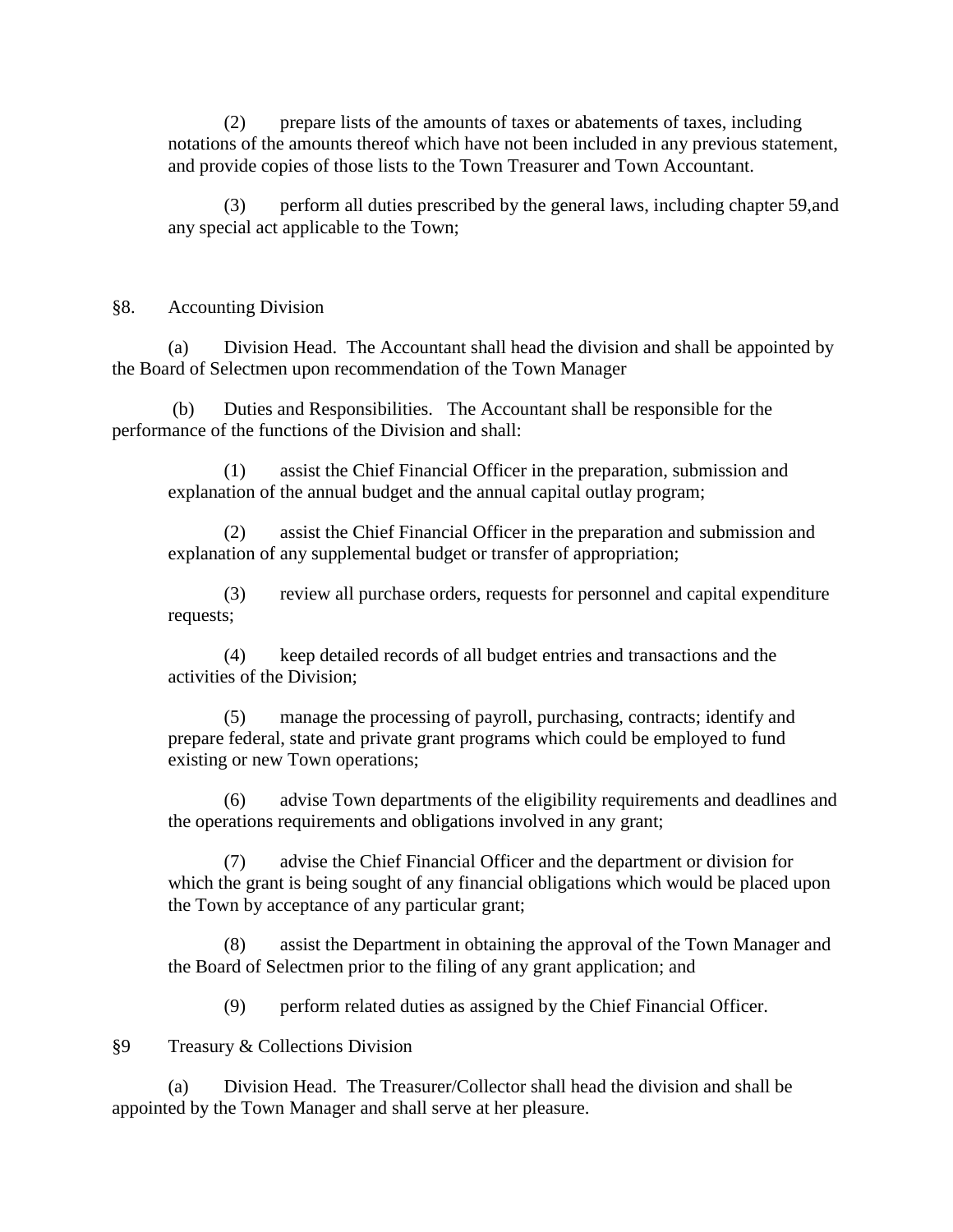(2) prepare lists of the amounts of taxes or abatements of taxes, including notations of the amounts thereof which have not been included in any previous statement, and provide copies of those lists to the Town Treasurer and Town Accountant.

(3) perform all duties prescribed by the general laws, including chapter 59,and any special act applicable to the Town;

§8. Accounting Division

(a) Division Head. The Accountant shall head the division and shall be appointed by the Board of Selectmen upon recommendation of the Town Manager

(b) Duties and Responsibilities. The Accountant shall be responsible for the performance of the functions of the Division and shall:

(1) assist the Chief Financial Officer in the preparation, submission and explanation of the annual budget and the annual capital outlay program;

(2) assist the Chief Financial Officer in the preparation and submission and explanation of any supplemental budget or transfer of appropriation;

(3) review all purchase orders, requests for personnel and capital expenditure requests;

(4) keep detailed records of all budget entries and transactions and the activities of the Division;

(5) manage the processing of payroll, purchasing, contracts; identify and prepare federal, state and private grant programs which could be employed to fund existing or new Town operations;

(6) advise Town departments of the eligibility requirements and deadlines and the operations requirements and obligations involved in any grant;

(7) advise the Chief Financial Officer and the department or division for which the grant is being sought of any financial obligations which would be placed upon the Town by acceptance of any particular grant;

(8) assist the Department in obtaining the approval of the Town Manager and the Board of Selectmen prior to the filing of any grant application; and

(9) perform related duties as assigned by the Chief Financial Officer.

§9 Treasury & Collections Division

(a) Division Head. The Treasurer/Collector shall head the division and shall be appointed by the Town Manager and shall serve at her pleasure.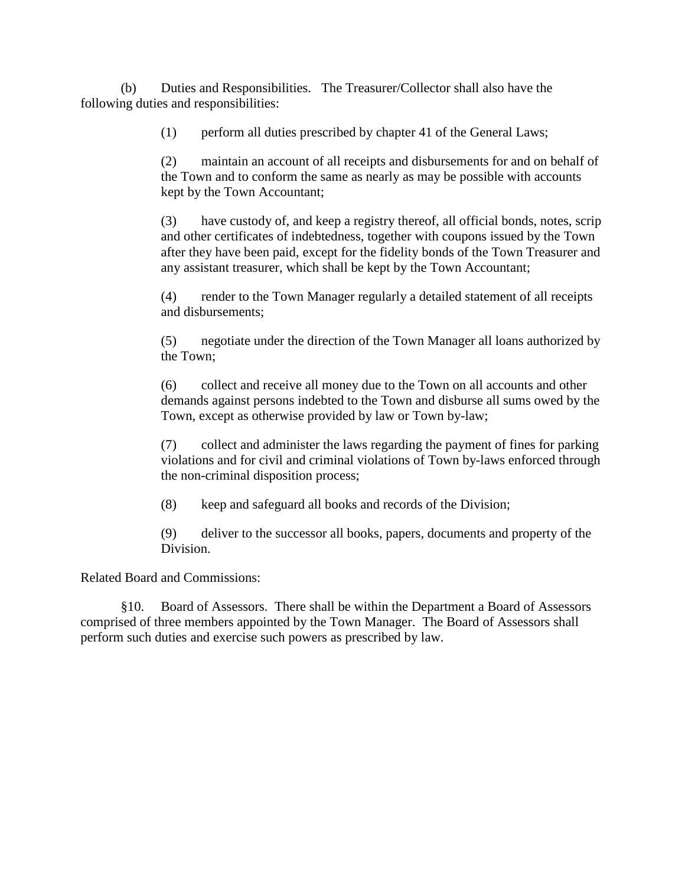(b) Duties and Responsibilities. The Treasurer/Collector shall also have the following duties and responsibilities:

> (1) perform all duties prescribed by chapter 41 of the General Laws;
>
> (2) maintain an account of all receipts and disbursements for and on behalf of the Town and to conform the same as nearly as may be possible with accounts kept by the Town Accountant;
>
> (3) have custody of, and keep a registry thereof, all official bonds, notes, scrip and other certificates of indebtedness, together with coupons issued by the Town after they have been paid, except for the fidelity bonds of the Town Treasurer and any assistant treasurer, which shall be kept by the Town Accountant;
>
> (4) render to the Town Manager regularly a detailed statement of all receipts and disbursements;
>
> (5) negotiate under the direction of the Town Manager all loans authorized by the Town;
>
> (6) collect and receive all money due to the Town on all accounts and other demands against persons indebted to the Town and disburse all sums owed by the Town, except as otherwise provided by law or Town by-law;
>
> (7) collect and administer the laws regarding the payment of fines for parking violations and for civil and criminal violations of Town by-laws enforced through the non-criminal disposition process;
>
> (8) keep and safeguard all books and records of the Division;
>
> (9) deliver to the successor all books, papers, documents and property of the Division.

Related Board and Commissions:

§10. Board of Assessors. There shall be within the Department a Board of Assessors comprised of three members appointed by the Town Manager. The Board of Assessors shall perform such duties and exercise such powers as prescribed by law.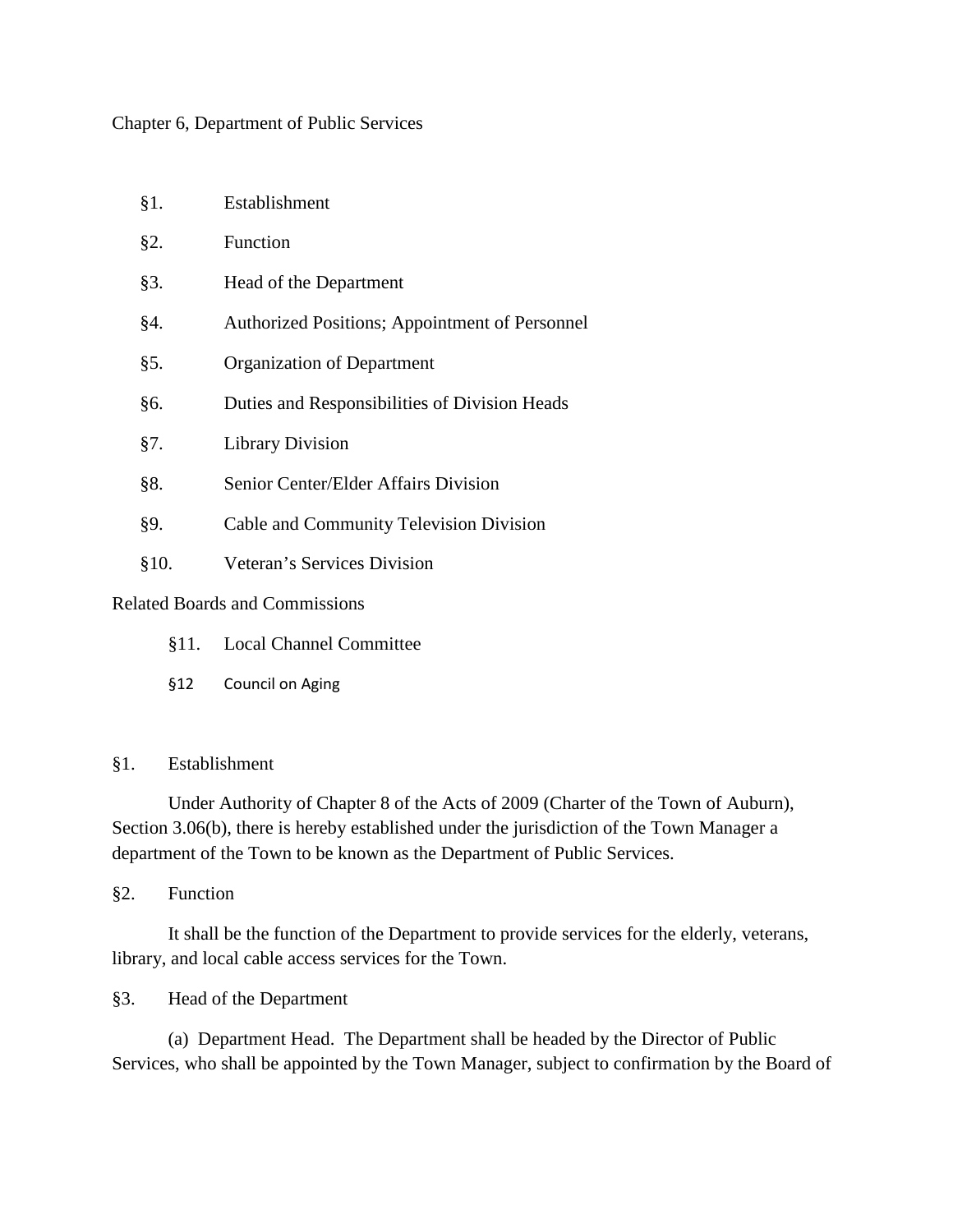Chapter 6, Department of Public Services

§1. Establishment

§2. Function

§3. Head of the Department

§4. Authorized Positions; Appointment of Personnel

§5. Organization of Department

§6. Duties and Responsibilities of Division Heads

§7. Library Division

§8. Senior Center/Elder Affairs Division

§9. Cable and Community Television Division

§10. Veteran's Services Division

Related Boards and Commissions

§11. Local Channel Committee

§12 Council on Aging

§1. Establishment

Under Authority of Chapter 8 of the Acts of 2009 (Charter of the Town of Auburn), Section 3.06(b), there is hereby established under the jurisdiction of the Town Manager a department of the Town to be known as the Department of Public Services.

§2. Function

It shall be the function of the Department to provide services for the elderly, veterans, library, and local cable access services for the Town.

§3. Head of the Department

(a) Department Head. The Department shall be headed by the Director of Public Services, who shall be appointed by the Town Manager, subject to confirmation by the Board of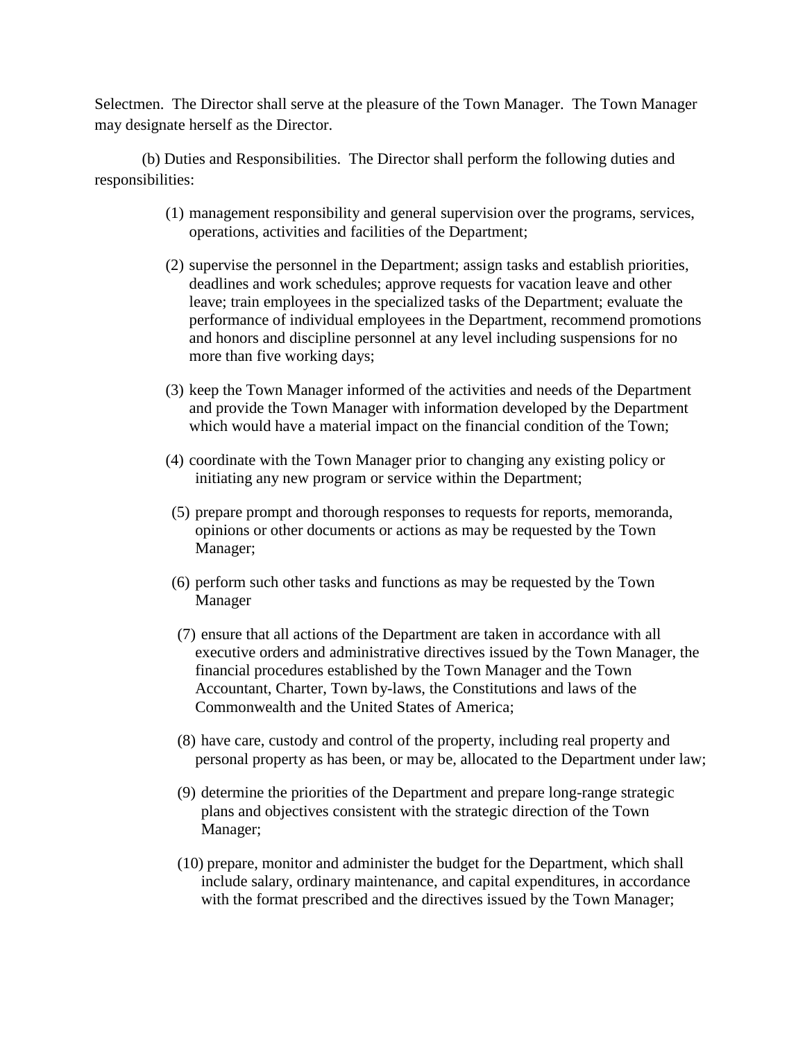Selectmen. The Director shall serve at the pleasure of the Town Manager. The Town Manager may designate herself as the Director.

(b) Duties and Responsibilities. The Director shall perform the following duties and responsibilities:

(1) management responsibility and general supervision over the programs, services, operations, activities and facilities of the Department;

(2) supervise the personnel in the Department; assign tasks and establish priorities, deadlines and work schedules; approve requests for vacation leave and other leave; train employees in the specialized tasks of the Department; evaluate the performance of individual employees in the Department, recommend promotions and honors and discipline personnel at any level including suspensions for no more than five working days;

(3) keep the Town Manager informed of the activities and needs of the Department and provide the Town Manager with information developed by the Department which would have a material impact on the financial condition of the Town;

(4) coordinate with the Town Manager prior to changing any existing policy or initiating any new program or service within the Department;

(5) prepare prompt and thorough responses to requests for reports, memoranda, opinions or other documents or actions as may be requested by the Town Manager;

(6) perform such other tasks and functions as may be requested by the Town Manager

(7) ensure that all actions of the Department are taken in accordance with all executive orders and administrative directives issued by the Town Manager, the financial procedures established by the Town Manager and the Town Accountant, Charter, Town by-laws, the Constitutions and laws of the Commonwealth and the United States of America;

(8) have care, custody and control of the property, including real property and personal property as has been, or may be, allocated to the Department under law;

(9) determine the priorities of the Department and prepare long-range strategic plans and objectives consistent with the strategic direction of the Town Manager;

(10) prepare, monitor and administer the budget for the Department, which shall include salary, ordinary maintenance, and capital expenditures, in accordance with the format prescribed and the directives issued by the Town Manager;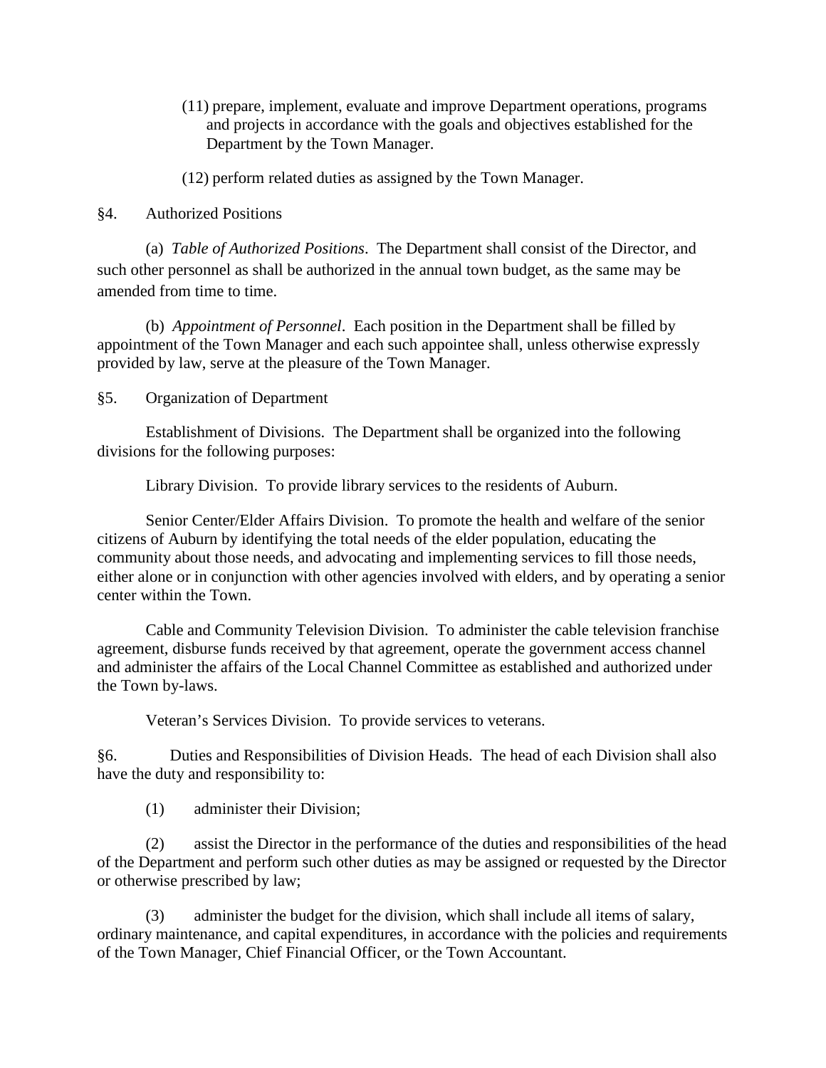(11) prepare, implement, evaluate and improve Department operations, programs and projects in accordance with the goals and objectives established for the Department by the Town Manager.

(12) perform related duties as assigned by the Town Manager.

§4. Authorized Positions

(a) *Table of Authorized Positions*. The Department shall consist of the Director, and such other personnel as shall be authorized in the annual town budget, as the same may be amended from time to time.

(b) *Appointment of Personnel*. Each position in the Department shall be filled by appointment of the Town Manager and each such appointee shall, unless otherwise expressly provided by law, serve at the pleasure of the Town Manager.

§5. Organization of Department

Establishment of Divisions. The Department shall be organized into the following divisions for the following purposes:

Library Division. To provide library services to the residents of Auburn.

Senior Center/Elder Affairs Division. To promote the health and welfare of the senior citizens of Auburn by identifying the total needs of the elder population, educating the community about those needs, and advocating and implementing services to fill those needs, either alone or in conjunction with other agencies involved with elders, and by operating a senior center within the Town.

Cable and Community Television Division. To administer the cable television franchise agreement, disburse funds received by that agreement, operate the government access channel and administer the affairs of the Local Channel Committee as established and authorized under the Town by-laws.

Veteran's Services Division. To provide services to veterans.

§6. Duties and Responsibilities of Division Heads. The head of each Division shall also have the duty and responsibility to:

(1) administer their Division;

(2) assist the Director in the performance of the duties and responsibilities of the head of the Department and perform such other duties as may be assigned or requested by the Director or otherwise prescribed by law;

(3) administer the budget for the division, which shall include all items of salary, ordinary maintenance, and capital expenditures, in accordance with the policies and requirements of the Town Manager, Chief Financial Officer, or the Town Accountant.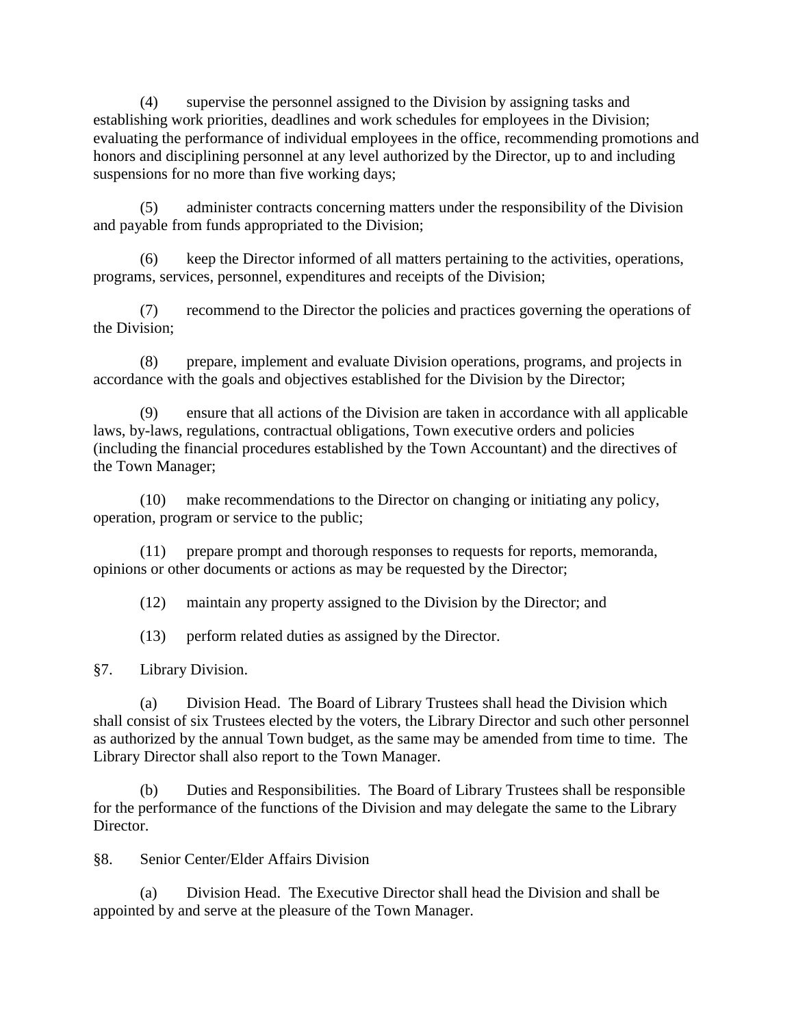(4) supervise the personnel assigned to the Division by assigning tasks and establishing work priorities, deadlines and work schedules for employees in the Division; evaluating the performance of individual employees in the office, recommending promotions and honors and disciplining personnel at any level authorized by the Director, up to and including suspensions for no more than five working days;

(5) administer contracts concerning matters under the responsibility of the Division and payable from funds appropriated to the Division;

(6) keep the Director informed of all matters pertaining to the activities, operations, programs, services, personnel, expenditures and receipts of the Division;

(7) recommend to the Director the policies and practices governing the operations of the Division;

(8) prepare, implement and evaluate Division operations, programs, and projects in accordance with the goals and objectives established for the Division by the Director;

(9) ensure that all actions of the Division are taken in accordance with all applicable laws, by-laws, regulations, contractual obligations, Town executive orders and policies (including the financial procedures established by the Town Accountant) and the directives of the Town Manager;

(10) make recommendations to the Director on changing or initiating any policy, operation, program or service to the public;

(11) prepare prompt and thorough responses to requests for reports, memoranda, opinions or other documents or actions as may be requested by the Director;

(12) maintain any property assigned to the Division by the Director; and

(13) perform related duties as assigned by the Director.

§7. Library Division.

(a) Division Head. The Board of Library Trustees shall head the Division which shall consist of six Trustees elected by the voters, the Library Director and such other personnel as authorized by the annual Town budget, as the same may be amended from time to time. The Library Director shall also report to the Town Manager.

(b) Duties and Responsibilities. The Board of Library Trustees shall be responsible for the performance of the functions of the Division and may delegate the same to the Library Director.

§8. Senior Center/Elder Affairs Division

(a) Division Head. The Executive Director shall head the Division and shall be appointed by and serve at the pleasure of the Town Manager.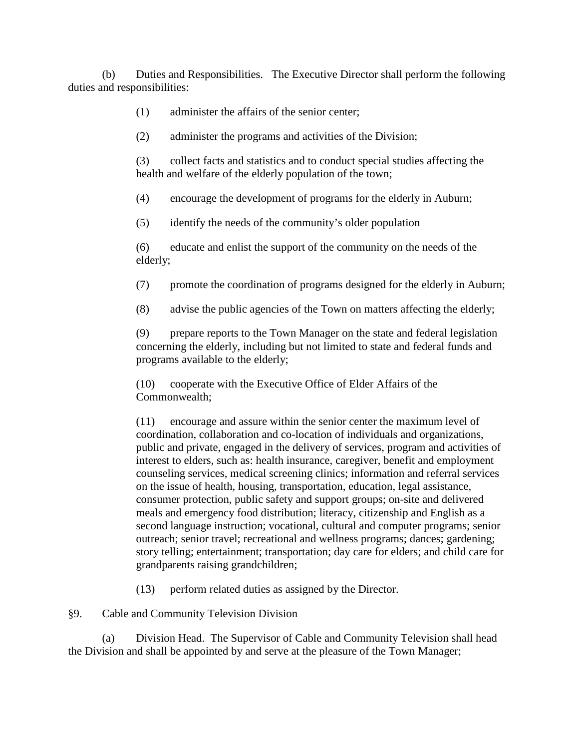(b) Duties and Responsibilities. The Executive Director shall perform the following duties and responsibilities:

(1) administer the affairs of the senior center;

(2) administer the programs and activities of the Division;

(3) collect facts and statistics and to conduct special studies affecting the health and welfare of the elderly population of the town;

(4) encourage the development of programs for the elderly in Auburn;

(5) identify the needs of the community's older population

(6) educate and enlist the support of the community on the needs of the elderly;

(7) promote the coordination of programs designed for the elderly in Auburn;

(8) advise the public agencies of the Town on matters affecting the elderly;

(9) prepare reports to the Town Manager on the state and federal legislation concerning the elderly, including but not limited to state and federal funds and programs available to the elderly;

(10) cooperate with the Executive Office of Elder Affairs of the Commonwealth;

(11) encourage and assure within the senior center the maximum level of coordination, collaboration and co-location of individuals and organizations, public and private, engaged in the delivery of services, program and activities of interest to elders, such as: health insurance, caregiver, benefit and employment counseling services, medical screening clinics; information and referral services on the issue of health, housing, transportation, education, legal assistance, consumer protection, public safety and support groups; on-site and delivered meals and emergency food distribution; literacy, citizenship and English as a second language instruction; vocational, cultural and computer programs; senior outreach; senior travel; recreational and wellness programs; dances; gardening; story telling; entertainment; transportation; day care for elders; and child care for grandparents raising grandchildren;

(13) perform related duties as assigned by the Director.

§9. Cable and Community Television Division

(a) Division Head. The Supervisor of Cable and Community Television shall head the Division and shall be appointed by and serve at the pleasure of the Town Manager;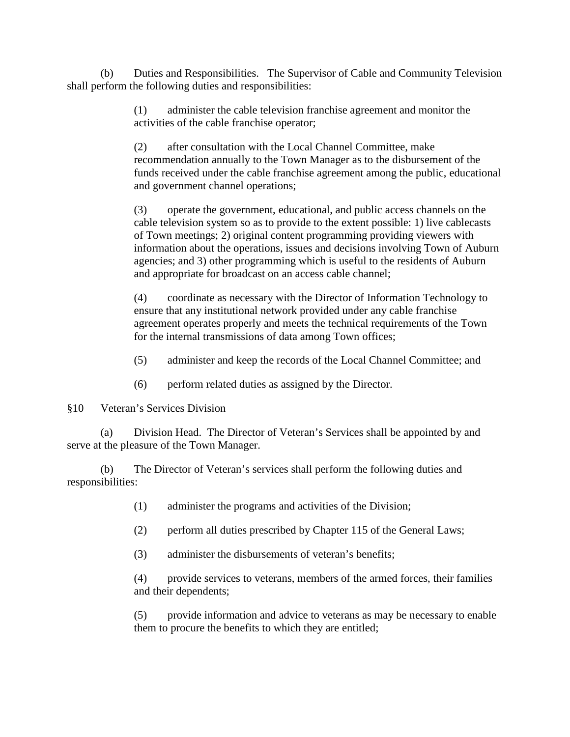(b) Duties and Responsibilities. The Supervisor of Cable and Community Television shall perform the following duties and responsibilities:

(1) administer the cable television franchise agreement and monitor the activities of the cable franchise operator;

(2) after consultation with the Local Channel Committee, make recommendation annually to the Town Manager as to the disbursement of the funds received under the cable franchise agreement among the public, educational and government channel operations;

(3) operate the government, educational, and public access channels on the cable television system so as to provide to the extent possible: 1) live cablecasts of Town meetings; 2) original content programming providing viewers with information about the operations, issues and decisions involving Town of Auburn agencies; and 3) other programming which is useful to the residents of Auburn and appropriate for broadcast on an access cable channel;

(4) coordinate as necessary with the Director of Information Technology to ensure that any institutional network provided under any cable franchise agreement operates properly and meets the technical requirements of the Town for the internal transmissions of data among Town offices;

(5) administer and keep the records of the Local Channel Committee; and

(6) perform related duties as assigned by the Director.

§10 Veteran's Services Division

(a) Division Head. The Director of Veteran's Services shall be appointed by and serve at the pleasure of the Town Manager.

(b) The Director of Veteran's services shall perform the following duties and responsibilities:

(1) administer the programs and activities of the Division;

(2) perform all duties prescribed by Chapter 115 of the General Laws;

(3) administer the disbursements of veteran's benefits;

(4) provide services to veterans, members of the armed forces, their families and their dependents;

(5) provide information and advice to veterans as may be necessary to enable them to procure the benefits to which they are entitled;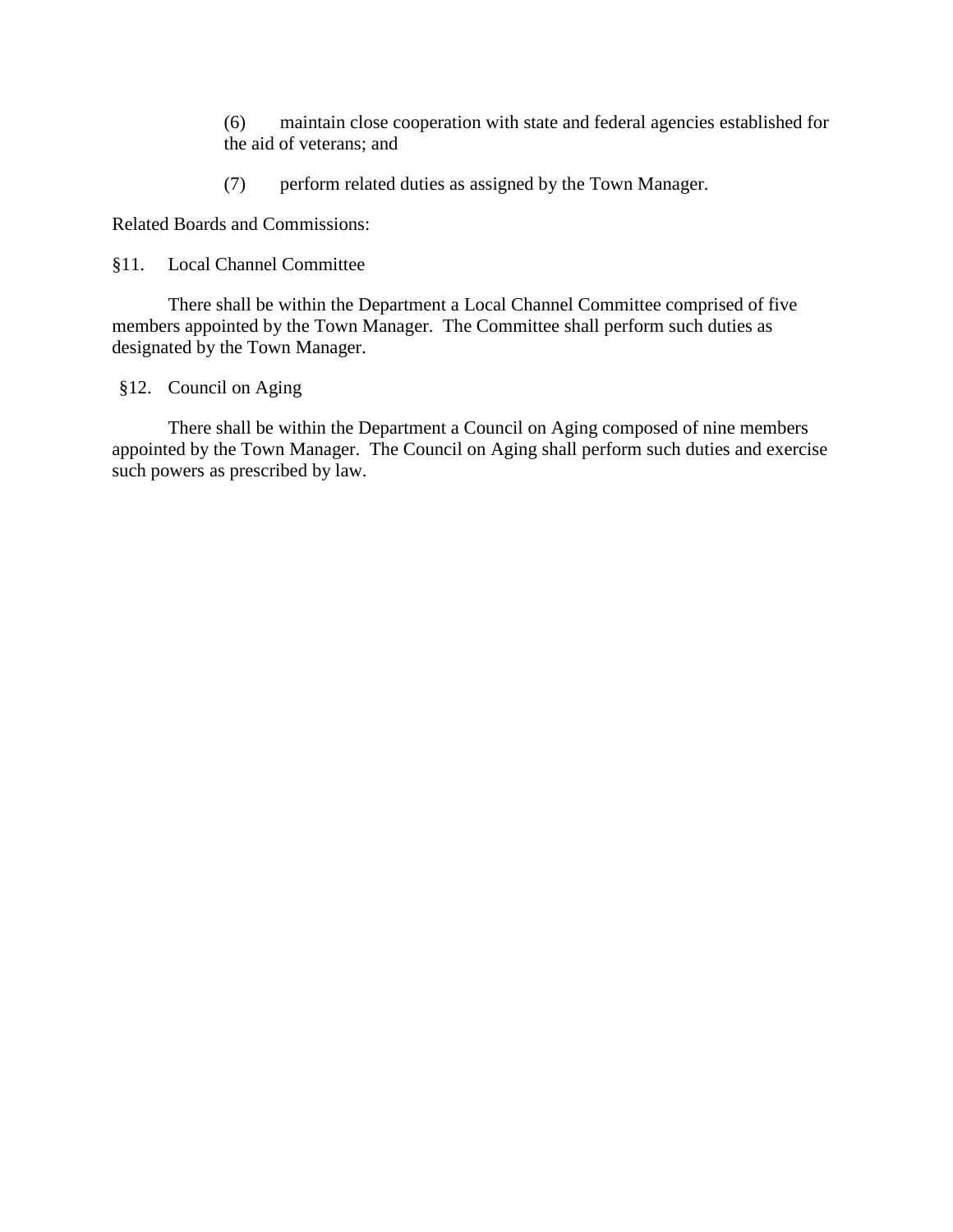(6) maintain close cooperation with state and federal agencies established for the aid of veterans; and

(7) perform related duties as assigned by the Town Manager.

Related Boards and Commissions:

§11. Local Channel Committee

There shall be within the Department a Local Channel Committee comprised of five members appointed by the Town Manager. The Committee shall perform such duties as designated by the Town Manager.

§12. Council on Aging

There shall be within the Department a Council on Aging composed of nine members appointed by the Town Manager. The Council on Aging shall perform such duties and exercise such powers as prescribed by law.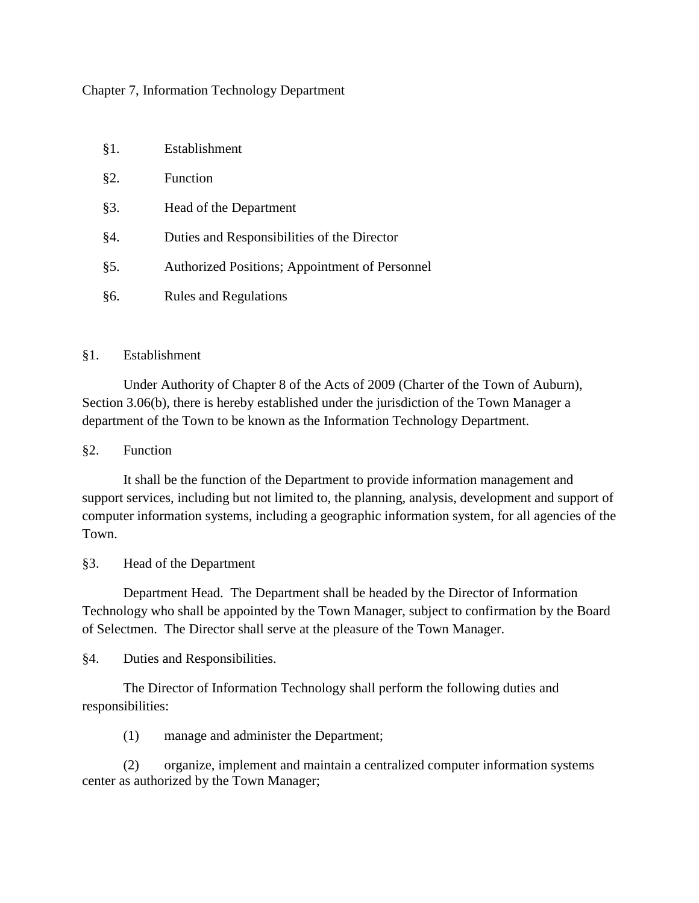# Chapter 7, Information Technology Department

§1. Establishment

§2. Function

§3. Head of the Department

§4. Duties and Responsibilities of the Director

§5. Authorized Positions; Appointment of Personnel

§6. Rules and Regulations

## §1. Establishment

Under Authority of Chapter 8 of the Acts of 2009 (Charter of the Town of Auburn), Section 3.06(b), there is hereby established under the jurisdiction of the Town Manager a department of the Town to be known as the Information Technology Department.

## §2. Function

It shall be the function of the Department to provide information management and support services, including but not limited to, the planning, analysis, development and support of computer information systems, including a geographic information system, for all agencies of the Town.

## §3. Head of the Department

Department Head. The Department shall be headed by the Director of Information Technology who shall be appointed by the Town Manager, subject to confirmation by the Board of Selectmen. The Director shall serve at the pleasure of the Town Manager.

## §4. Duties and Responsibilities.

The Director of Information Technology shall perform the following duties and responsibilities:

(1) manage and administer the Department;

(2) organize, implement and maintain a centralized computer information systems center as authorized by the Town Manager;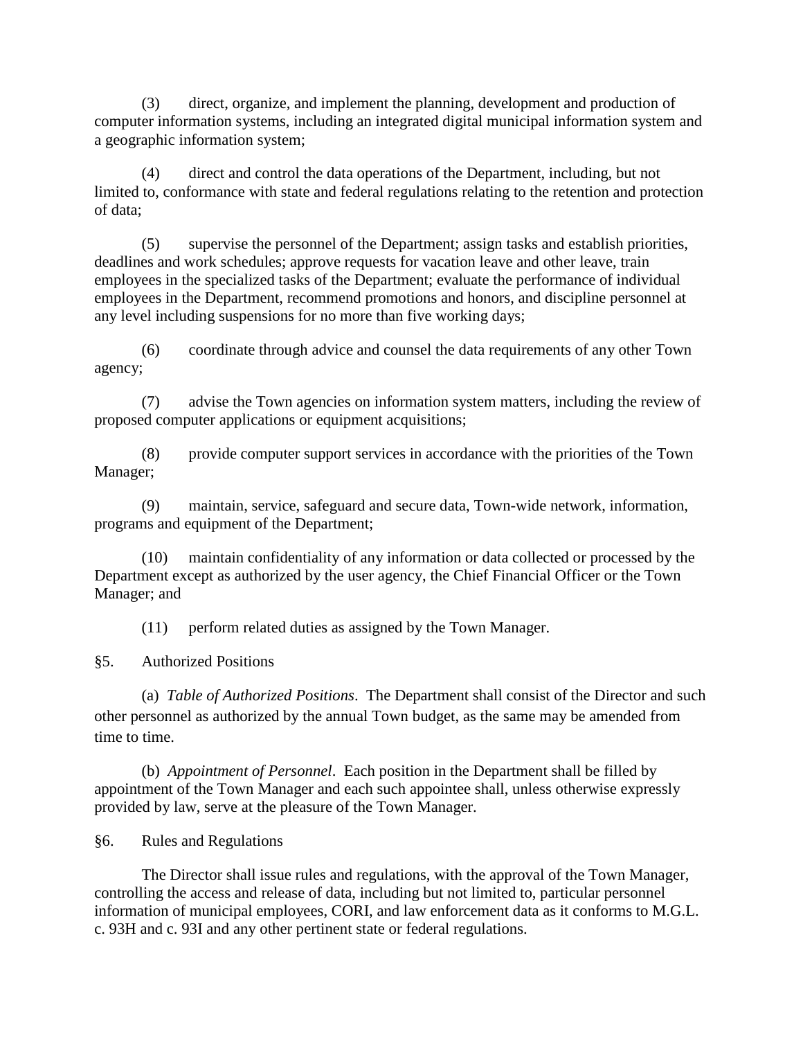(3) direct, organize, and implement the planning, development and production of computer information systems, including an integrated digital municipal information system and a geographic information system;

(4) direct and control the data operations of the Department, including, but not limited to, conformance with state and federal regulations relating to the retention and protection of data;

(5) supervise the personnel of the Department; assign tasks and establish priorities, deadlines and work schedules; approve requests for vacation leave and other leave, train employees in the specialized tasks of the Department; evaluate the performance of individual employees in the Department, recommend promotions and honors, and discipline personnel at any level including suspensions for no more than five working days;

(6) coordinate through advice and counsel the data requirements of any other Town agency;

(7) advise the Town agencies on information system matters, including the review of proposed computer applications or equipment acquisitions;

(8) provide computer support services in accordance with the priorities of the Town Manager;

(9) maintain, service, safeguard and secure data, Town-wide network, information, programs and equipment of the Department;

(10) maintain confidentiality of any information or data collected or processed by the Department except as authorized by the user agency, the Chief Financial Officer or the Town Manager; and

(11) perform related duties as assigned by the Town Manager.

§5. Authorized Positions

(a) *Table of Authorized Positions*. The Department shall consist of the Director and such other personnel as authorized by the annual Town budget, as the same may be amended from time to time.

(b) *Appointment of Personnel*. Each position in the Department shall be filled by appointment of the Town Manager and each such appointee shall, unless otherwise expressly provided by law, serve at the pleasure of the Town Manager.

§6. Rules and Regulations

The Director shall issue rules and regulations, with the approval of the Town Manager, controlling the access and release of data, including but not limited to, particular personnel information of municipal employees, CORI, and law enforcement data as it conforms to M.G.L. c. 93H and c. 93I and any other pertinent state or federal regulations.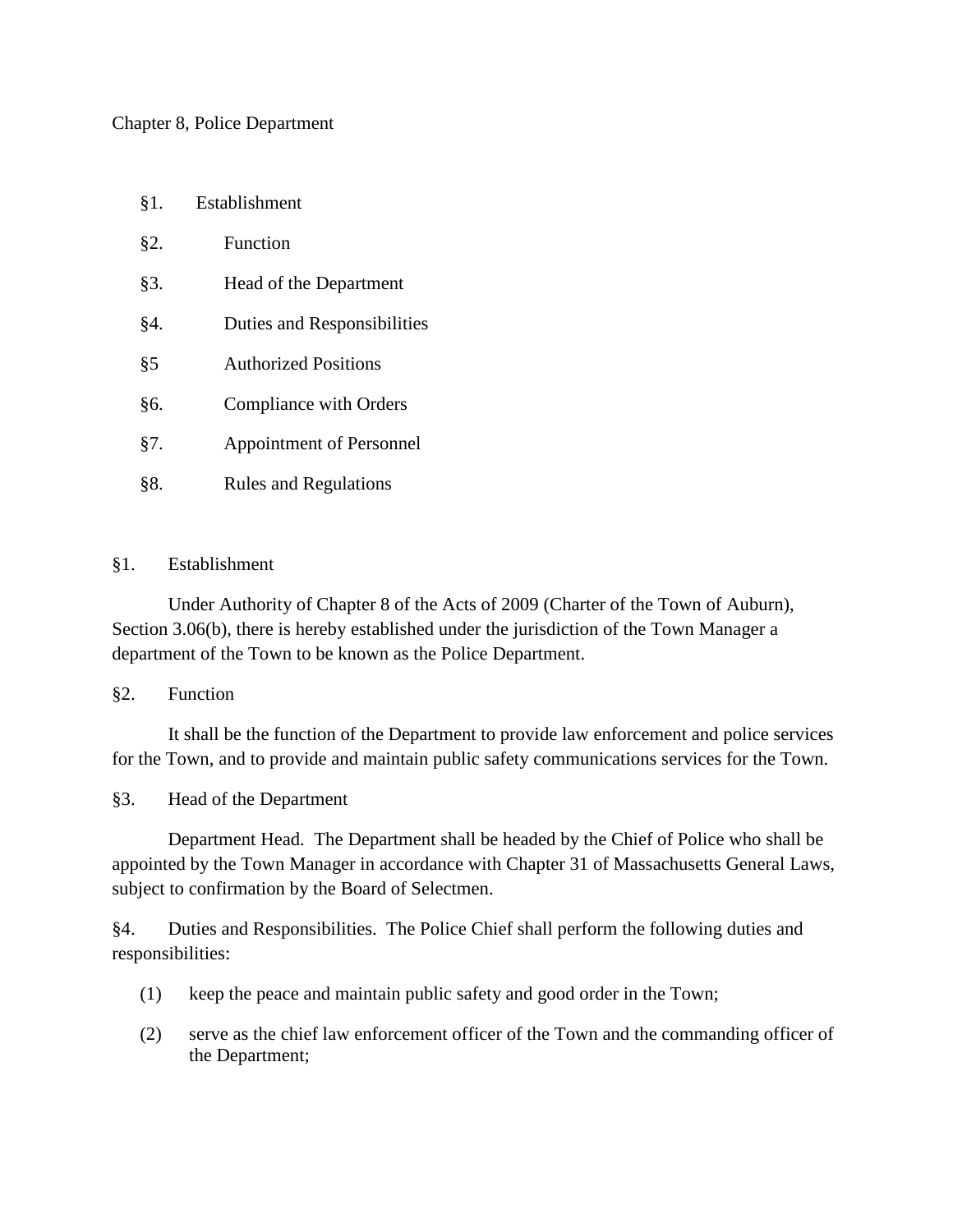Chapter 8, Police Department

§1. Establishment

§2. Function

§3. Head of the Department

§4. Duties and Responsibilities

§5 Authorized Positions

§6. Compliance with Orders

§7. Appointment of Personnel

§8. Rules and Regulations

§1. Establishment

Under Authority of Chapter 8 of the Acts of 2009 (Charter of the Town of Auburn), Section 3.06(b), there is hereby established under the jurisdiction of the Town Manager a department of the Town to be known as the Police Department.

§2. Function

It shall be the function of the Department to provide law enforcement and police services for the Town, and to provide and maintain public safety communications services for the Town.

§3. Head of the Department

Department Head. The Department shall be headed by the Chief of Police who shall be appointed by the Town Manager in accordance with Chapter 31 of Massachusetts General Laws, subject to confirmation by the Board of Selectmen.

§4. Duties and Responsibilities. The Police Chief shall perform the following duties and responsibilities:

(1) keep the peace and maintain public safety and good order in the Town;

(2) serve as the chief law enforcement officer of the Town and the commanding officer of the Department;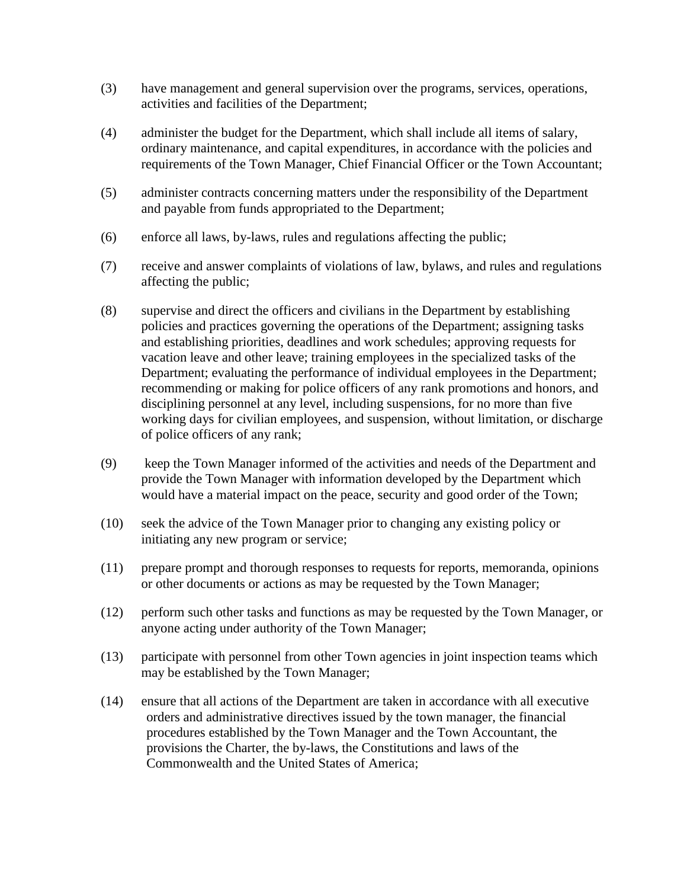(3) have management and general supervision over the programs, services, operations, activities and facilities of the Department;

(4) administer the budget for the Department, which shall include all items of salary, ordinary maintenance, and capital expenditures, in accordance with the policies and requirements of the Town Manager, Chief Financial Officer or the Town Accountant;

(5) administer contracts concerning matters under the responsibility of the Department and payable from funds appropriated to the Department;

(6) enforce all laws, by-laws, rules and regulations affecting the public;

(7) receive and answer complaints of violations of law, bylaws, and rules and regulations affecting the public;

(8) supervise and direct the officers and civilians in the Department by establishing policies and practices governing the operations of the Department; assigning tasks and establishing priorities, deadlines and work schedules; approving requests for vacation leave and other leave; training employees in the specialized tasks of the Department; evaluating the performance of individual employees in the Department; recommending or making for police officers of any rank promotions and honors, and disciplining personnel at any level, including suspensions, for no more than five working days for civilian employees, and suspension, without limitation, or discharge of police officers of any rank;

(9) keep the Town Manager informed of the activities and needs of the Department and provide the Town Manager with information developed by the Department which would have a material impact on the peace, security and good order of the Town;

(10) seek the advice of the Town Manager prior to changing any existing policy or initiating any new program or service;

(11) prepare prompt and thorough responses to requests for reports, memoranda, opinions or other documents or actions as may be requested by the Town Manager;

(12) perform such other tasks and functions as may be requested by the Town Manager, or anyone acting under authority of the Town Manager;

(13) participate with personnel from other Town agencies in joint inspection teams which may be established by the Town Manager;

(14) ensure that all actions of the Department are taken in accordance with all executive orders and administrative directives issued by the town manager, the financial procedures established by the Town Manager and the Town Accountant, the provisions the Charter, the by-laws, the Constitutions and laws of the Commonwealth and the United States of America;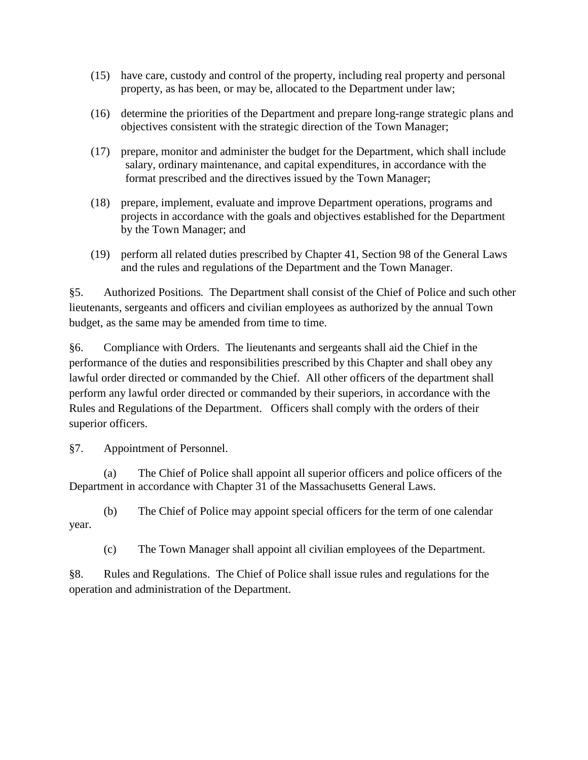(15) have care, custody and control of the property, including real property and personal property, as has been, or may be, allocated to the Department under law;

(16) determine the priorities of the Department and prepare long-range strategic plans and objectives consistent with the strategic direction of the Town Manager;

(17) prepare, monitor and administer the budget for the Department, which shall include salary, ordinary maintenance, and capital expenditures, in accordance with the format prescribed and the directives issued by the Town Manager;

(18) prepare, implement, evaluate and improve Department operations, programs and projects in accordance with the goals and objectives established for the Department by the Town Manager; and

(19) perform all related duties prescribed by Chapter 41, Section 98 of the General Laws and the rules and regulations of the Department and the Town Manager.

§5. Authorized Positions. The Department shall consist of the Chief of Police and such other lieutenants, sergeants and officers and civilian employees as authorized by the annual Town budget, as the same may be amended from time to time.

§6. Compliance with Orders. The lieutenants and sergeants shall aid the Chief in the performance of the duties and responsibilities prescribed by this Chapter and shall obey any lawful order directed or commanded by the Chief. All other officers of the department shall perform any lawful order directed or commanded by their superiors, in accordance with the Rules and Regulations of the Department. Officers shall comply with the orders of their superior officers.

§7. Appointment of Personnel.

(a) The Chief of Police shall appoint all superior officers and police officers of the Department in accordance with Chapter 31 of the Massachusetts General Laws.

(b) The Chief of Police may appoint special officers for the term of one calendar year.

(c) The Town Manager shall appoint all civilian employees of the Department.

§8. Rules and Regulations. The Chief of Police shall issue rules and regulations for the operation and administration of the Department.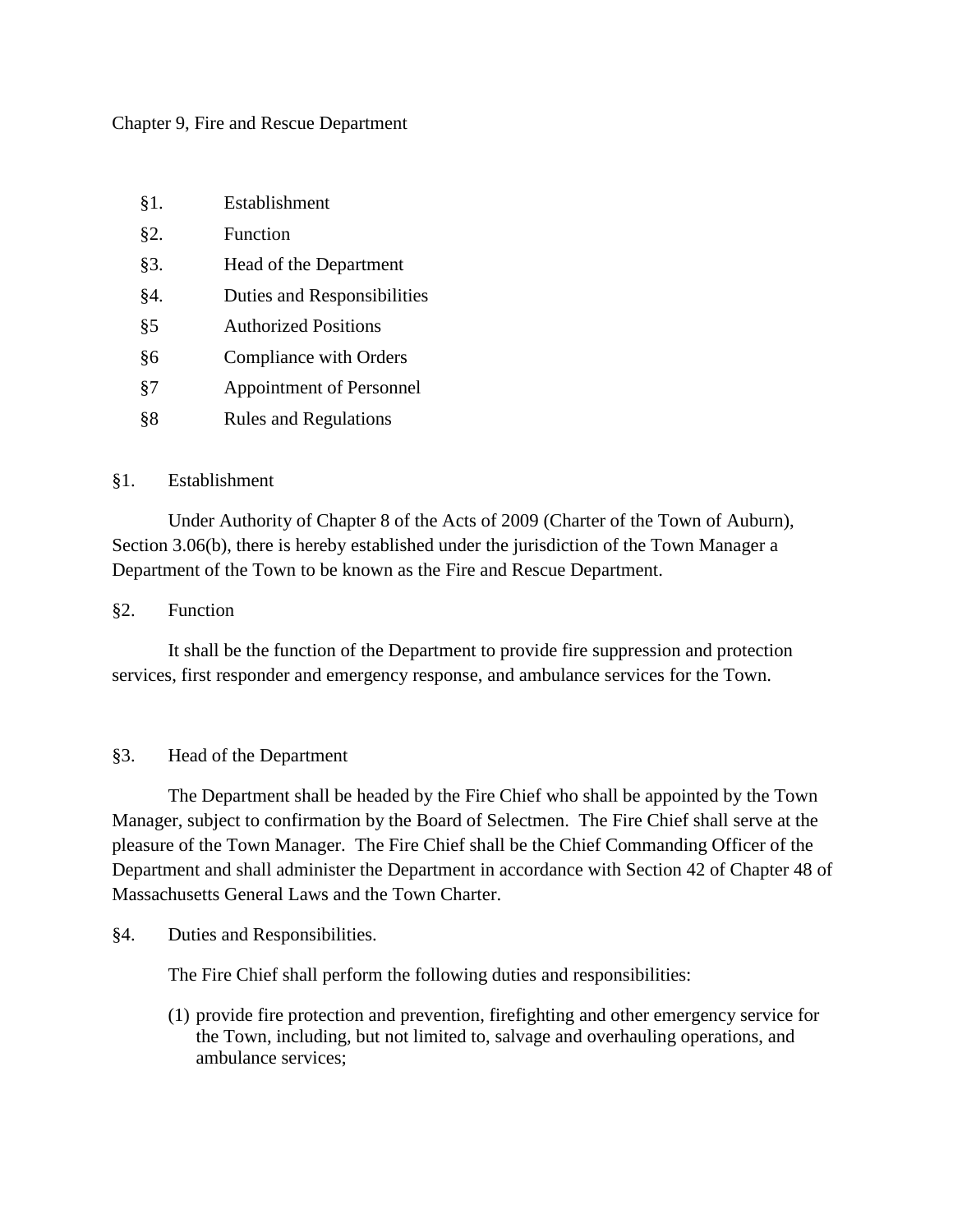Chapter 9, Fire and Rescue Department

§1. Establishment
§2. Function
§3. Head of the Department
§4. Duties and Responsibilities
§5 Authorized Positions
§6 Compliance with Orders
§7 Appointment of Personnel
§8 Rules and Regulations

## §1. Establishment

Under Authority of Chapter 8 of the Acts of 2009 (Charter of the Town of Auburn), Section 3.06(b), there is hereby established under the jurisdiction of the Town Manager a Department of the Town to be known as the Fire and Rescue Department.

## §2. Function

It shall be the function of the Department to provide fire suppression and protection services, first responder and emergency response, and ambulance services for the Town.

## §3. Head of the Department

The Department shall be headed by the Fire Chief who shall be appointed by the Town Manager, subject to confirmation by the Board of Selectmen. The Fire Chief shall serve at the pleasure of the Town Manager. The Fire Chief shall be the Chief Commanding Officer of the Department and shall administer the Department in accordance with Section 42 of Chapter 48 of Massachusetts General Laws and the Town Charter.

## §4. Duties and Responsibilities.

The Fire Chief shall perform the following duties and responsibilities:

(1) provide fire protection and prevention, firefighting and other emergency service for the Town, including, but not limited to, salvage and overhauling operations, and ambulance services;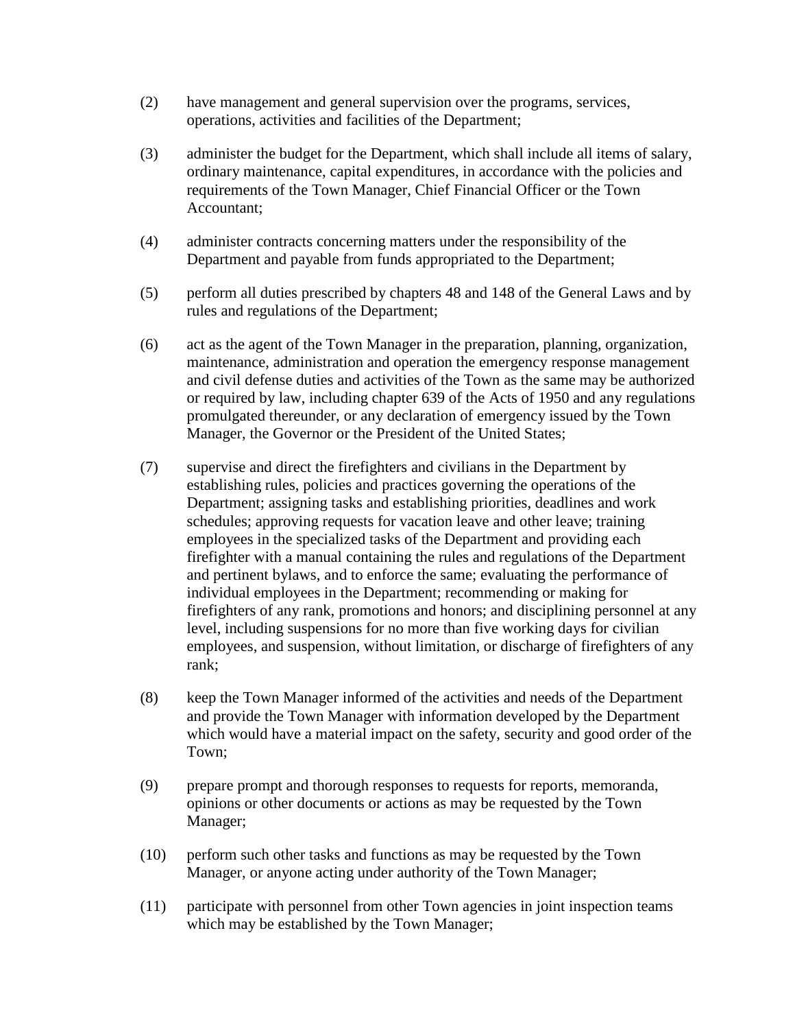(2) have management and general supervision over the programs, services, operations, activities and facilities of the Department;

(3) administer the budget for the Department, which shall include all items of salary, ordinary maintenance, capital expenditures, in accordance with the policies and requirements of the Town Manager, Chief Financial Officer or the Town Accountant;

(4) administer contracts concerning matters under the responsibility of the Department and payable from funds appropriated to the Department;

(5) perform all duties prescribed by chapters 48 and 148 of the General Laws and by rules and regulations of the Department;

(6) act as the agent of the Town Manager in the preparation, planning, organization, maintenance, administration and operation the emergency response management and civil defense duties and activities of the Town as the same may be authorized or required by law, including chapter 639 of the Acts of 1950 and any regulations promulgated thereunder, or any declaration of emergency issued by the Town Manager, the Governor or the President of the United States;

(7) supervise and direct the firefighters and civilians in the Department by establishing rules, policies and practices governing the operations of the Department; assigning tasks and establishing priorities, deadlines and work schedules; approving requests for vacation leave and other leave; training employees in the specialized tasks of the Department and providing each firefighter with a manual containing the rules and regulations of the Department and pertinent bylaws, and to enforce the same; evaluating the performance of individual employees in the Department; recommending or making for firefighters of any rank, promotions and honors; and disciplining personnel at any level, including suspensions for no more than five working days for civilian employees, and suspension, without limitation, or discharge of firefighters of any rank;

(8) keep the Town Manager informed of the activities and needs of the Department and provide the Town Manager with information developed by the Department which would have a material impact on the safety, security and good order of the Town;

(9) prepare prompt and thorough responses to requests for reports, memoranda, opinions or other documents or actions as may be requested by the Town Manager;

(10) perform such other tasks and functions as may be requested by the Town Manager, or anyone acting under authority of the Town Manager;

(11) participate with personnel from other Town agencies in joint inspection teams which may be established by the Town Manager;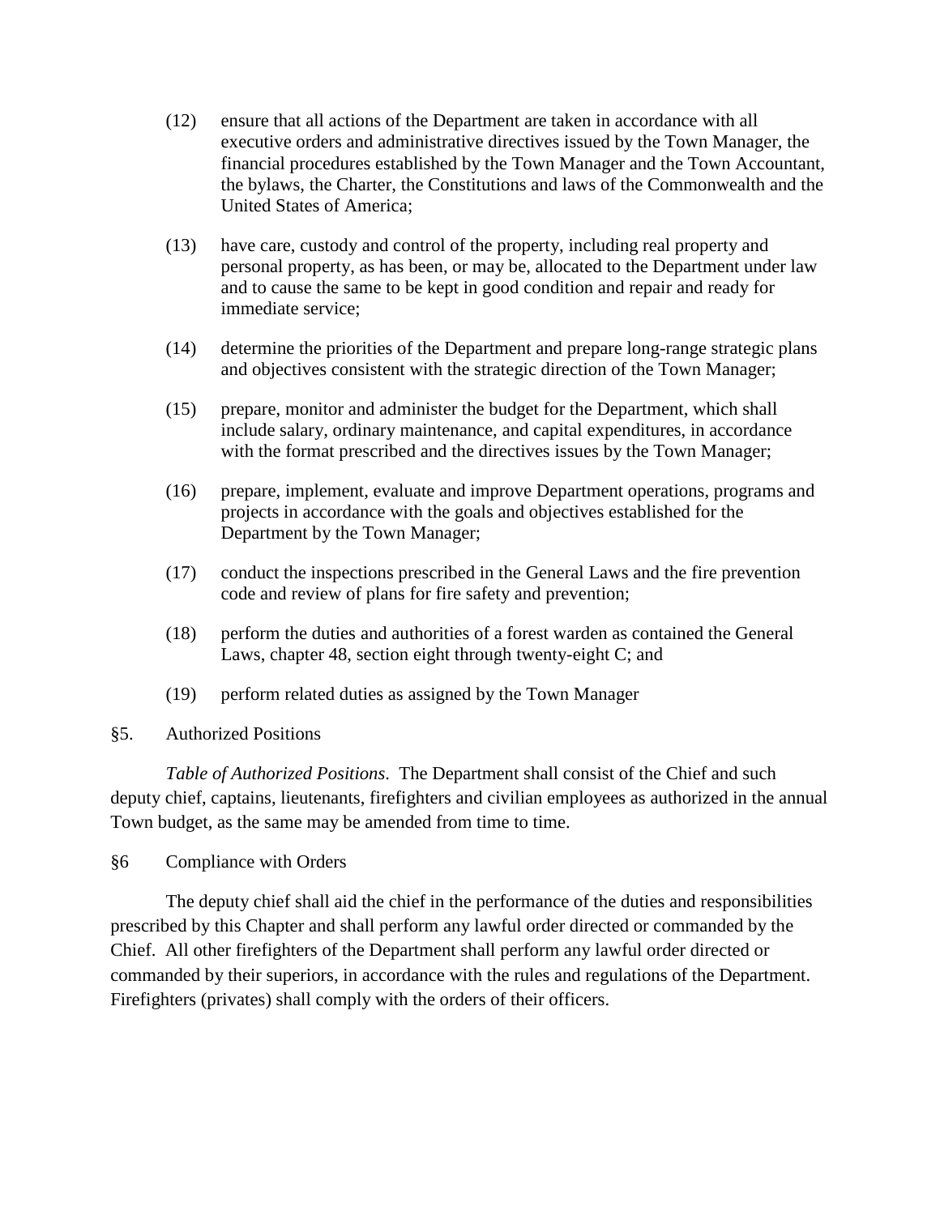(12) ensure that all actions of the Department are taken in accordance with all executive orders and administrative directives issued by the Town Manager, the financial procedures established by the Town Manager and the Town Accountant, the bylaws, the Charter, the Constitutions and laws of the Commonwealth and the United States of America;

(13) have care, custody and control of the property, including real property and personal property, as has been, or may be, allocated to the Department under law and to cause the same to be kept in good condition and repair and ready for immediate service;

(14) determine the priorities of the Department and prepare long-range strategic plans and objectives consistent with the strategic direction of the Town Manager;

(15) prepare, monitor and administer the budget for the Department, which shall include salary, ordinary maintenance, and capital expenditures, in accordance with the format prescribed and the directives issues by the Town Manager;

(16) prepare, implement, evaluate and improve Department operations, programs and projects in accordance with the goals and objectives established for the Department by the Town Manager;

(17) conduct the inspections prescribed in the General Laws and the fire prevention code and review of plans for fire safety and prevention;

(18) perform the duties and authorities of a forest warden as contained the General Laws, chapter 48, section eight through twenty-eight C; and

(19) perform related duties as assigned by the Town Manager

§5. Authorized Positions

*Table of Authorized Positions*. The Department shall consist of the Chief and such deputy chief, captains, lieutenants, firefighters and civilian employees as authorized in the annual Town budget, as the same may be amended from time to time.

§6 Compliance with Orders

The deputy chief shall aid the chief in the performance of the duties and responsibilities prescribed by this Chapter and shall perform any lawful order directed or commanded by the Chief. All other firefighters of the Department shall perform any lawful order directed or commanded by their superiors, in accordance with the rules and regulations of the Department. Firefighters (privates) shall comply with the orders of their officers.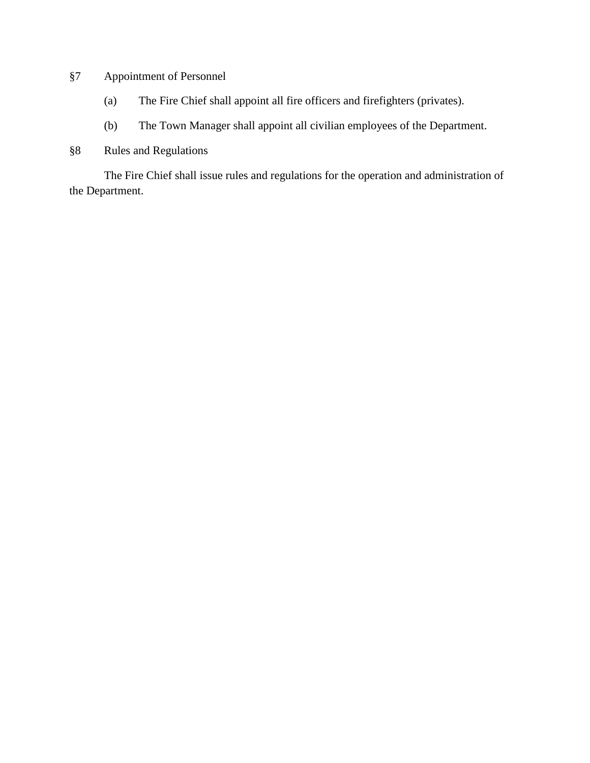§7 Appointment of Personnel

(a) The Fire Chief shall appoint all fire officers and firefighters (privates).

(b) The Town Manager shall appoint all civilian employees of the Department.

§8 Rules and Regulations

The Fire Chief shall issue rules and regulations for the operation and administration of the Department.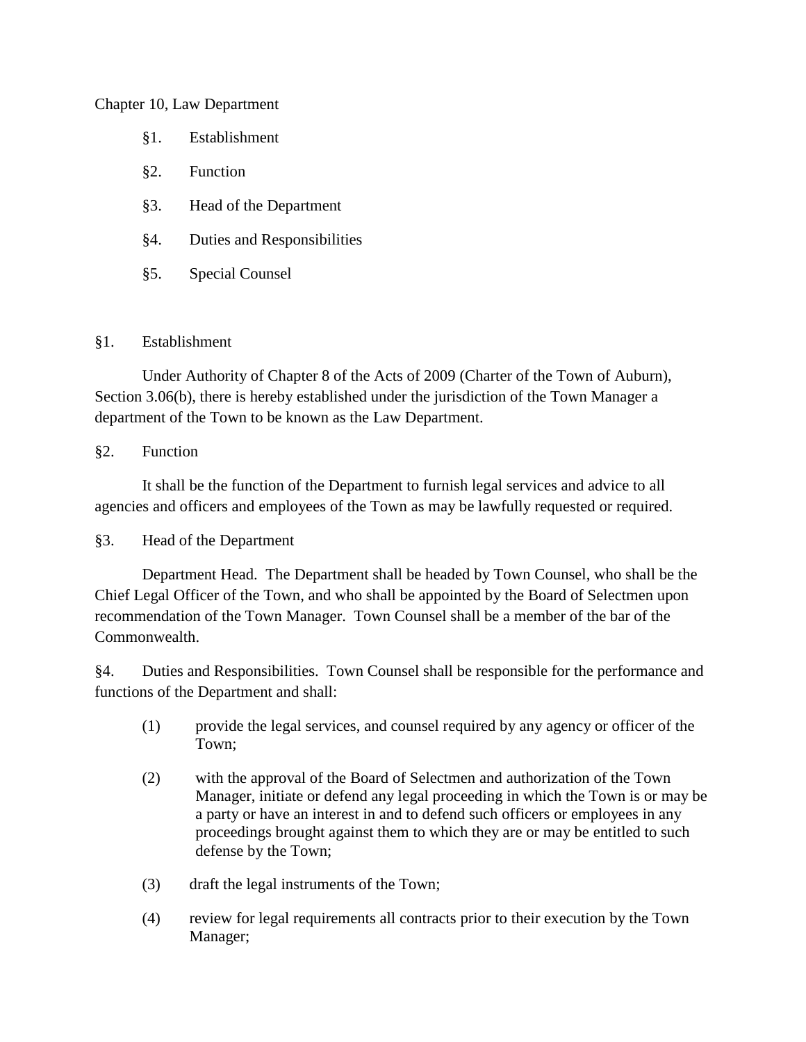## Chapter 10, Law Department

§1. Establishment

§2. Function

§3. Head of the Department

§4. Duties and Responsibilities

§5. Special Counsel

### §1. Establishment

Under Authority of Chapter 8 of the Acts of 2009 (Charter of the Town of Auburn), Section 3.06(b), there is hereby established under the jurisdiction of the Town Manager a department of the Town to be known as the Law Department.

### §2. Function

It shall be the function of the Department to furnish legal services and advice to all agencies and officers and employees of the Town as may be lawfully requested or required.

### §3. Head of the Department

Department Head. The Department shall be headed by Town Counsel, who shall be the Chief Legal Officer of the Town, and who shall be appointed by the Board of Selectmen upon recommendation of the Town Manager. Town Counsel shall be a member of the bar of the Commonwealth.

§4. Duties and Responsibilities. Town Counsel shall be responsible for the performance and functions of the Department and shall:

(1) provide the legal services, and counsel required by any agency or officer of the Town;

(2) with the approval of the Board of Selectmen and authorization of the Town Manager, initiate or defend any legal proceeding in which the Town is or may be a party or have an interest in and to defend such officers or employees in any proceedings brought against them to which they are or may be entitled to such defense by the Town;

(3) draft the legal instruments of the Town;

(4) review for legal requirements all contracts prior to their execution by the Town Manager;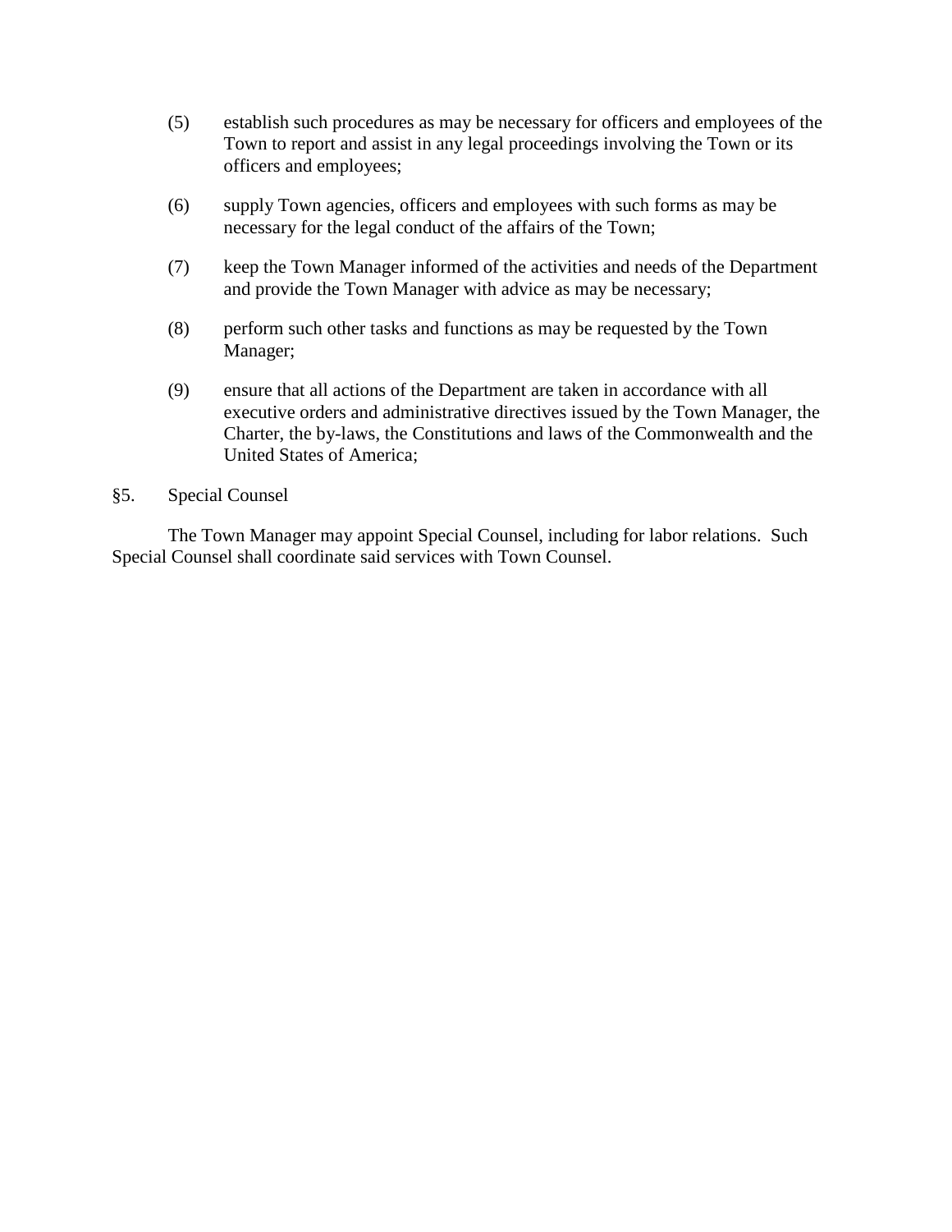(5) establish such procedures as may be necessary for officers and employees of the Town to report and assist in any legal proceedings involving the Town or its officers and employees;

(6) supply Town agencies, officers and employees with such forms as may be necessary for the legal conduct of the affairs of the Town;

(7) keep the Town Manager informed of the activities and needs of the Department and provide the Town Manager with advice as may be necessary;

(8) perform such other tasks and functions as may be requested by the Town Manager;

(9) ensure that all actions of the Department are taken in accordance with all executive orders and administrative directives issued by the Town Manager, the Charter, the by-laws, the Constitutions and laws of the Commonwealth and the United States of America;

§5. Special Counsel

The Town Manager may appoint Special Counsel, including for labor relations. Such Special Counsel shall coordinate said services with Town Counsel.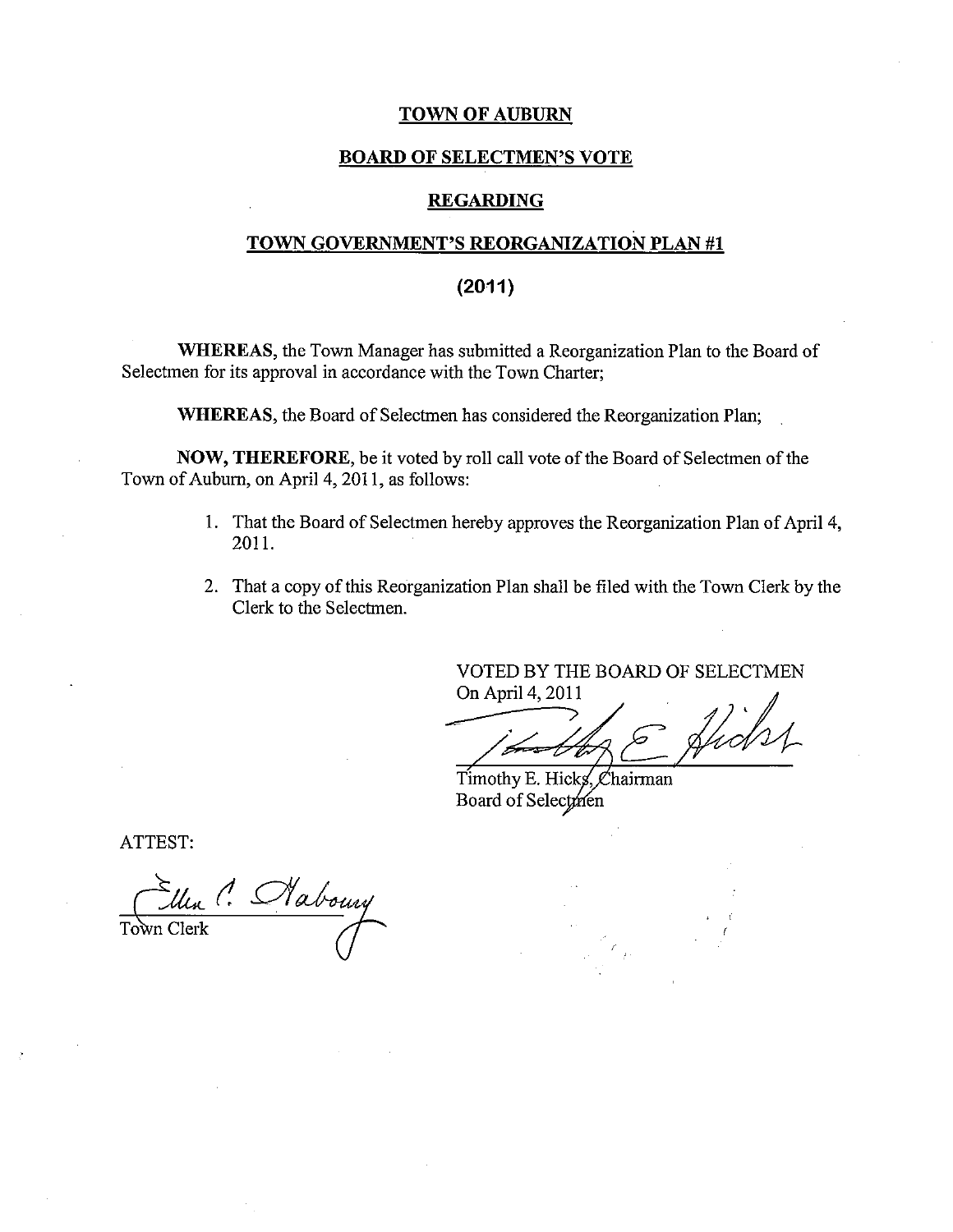# TOWN OF AUBURN

## BOARD OF SELECTMEN'S VOTE

## REGARDING

## TOWN GOVERNMENT'S REORGANIZATION PLAN #1

## (2011)

**WHEREAS**, the Town Manager has submitted a Reorganization Plan to the Board of Selectmen for its approval in accordance with the Town Charter;

**WHEREAS**, the Board of Selectmen has considered the Reorganization Plan;

**NOW, THEREFORE**, be it voted by roll call vote of the Board of Selectmen of the Town of Auburn, on April 4, 2011, as follows:

1. That the Board of Selectmen hereby approves the Reorganization Plan of April 4, 2011.
2. That a copy of this Reorganization Plan shall be filed with the Town Clerk by the Clerk to the Selectmen.

VOTED BY THE BOARD OF SELECTMEN
On April 4, 2011

Timothy E. Hicks, Chairman
Board of Selectmen

ATTEST:

Town Clerk